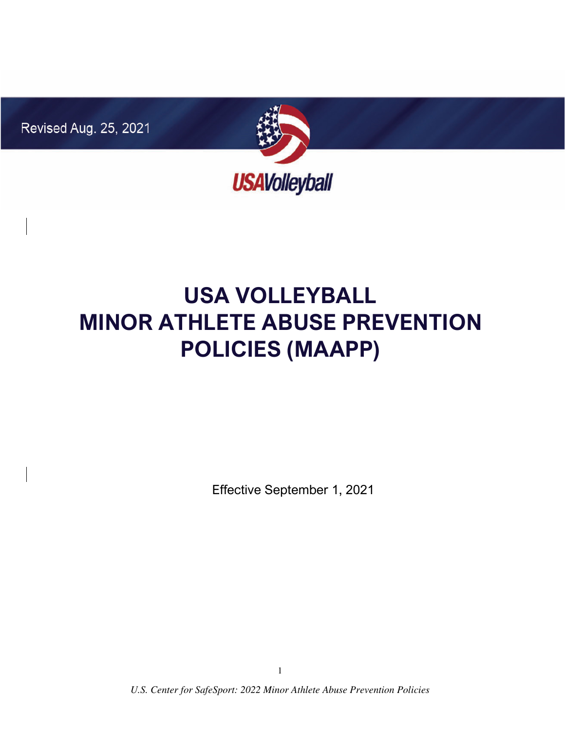Revised Aug. 25, 2021

USAVolleyball

# USA VOLLEYBALL MINOR ATHLETE ABUSE PREVENTION POLICIES (MAAPP)

Effective September 1, 2021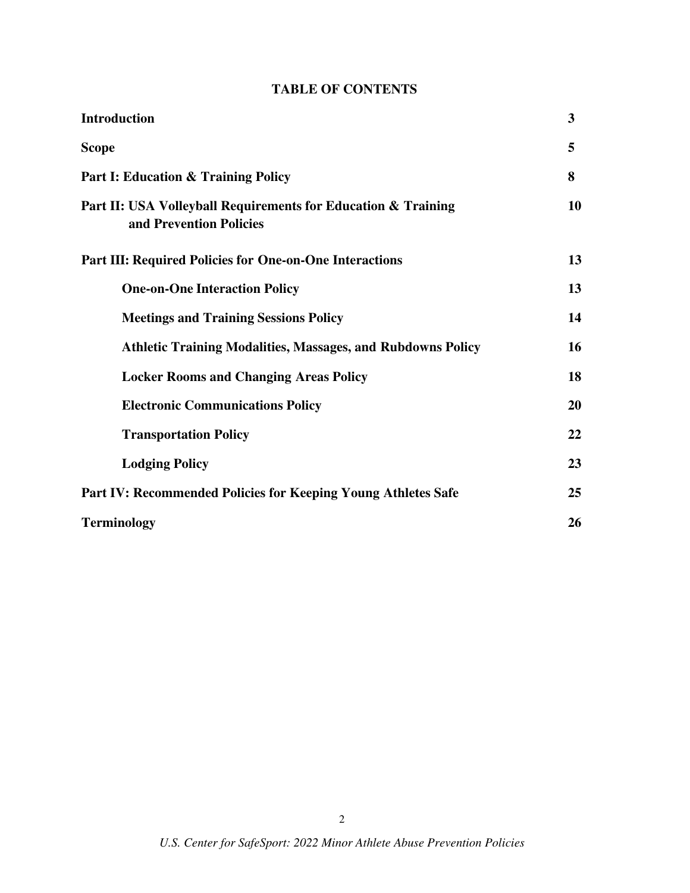## TABLE OF CONTENTS

| | |
|---|---|
| **Introduction** | **3** |
| **Scope** | **5** |
| **Part I: Education & Training Policy** | **8** |
| **Part II: USA Volleyball Requirements for Education & Training and Prevention Policies** | **10** |
| **Part III: Required Policies for One-on-One Interactions** | **13** |
| &nbsp;&nbsp;&nbsp;&nbsp;**One-on-One Interaction Policy** | **13** |
| &nbsp;&nbsp;&nbsp;&nbsp;**Meetings and Training Sessions Policy** | **14** |
| &nbsp;&nbsp;&nbsp;&nbsp;**Athletic Training Modalities, Massages, and Rubdowns Policy** | **16** |
| &nbsp;&nbsp;&nbsp;&nbsp;**Locker Rooms and Changing Areas Policy** | **18** |
| &nbsp;&nbsp;&nbsp;&nbsp;**Electronic Communications Policy** | **20** |
| &nbsp;&nbsp;&nbsp;&nbsp;**Transportation Policy** | **22** |
| &nbsp;&nbsp;&nbsp;&nbsp;**Lodging Policy** | **23** |
| **Part IV: Recommended Policies for Keeping Young Athletes Safe** | **25** |
| **Terminology** | **26** |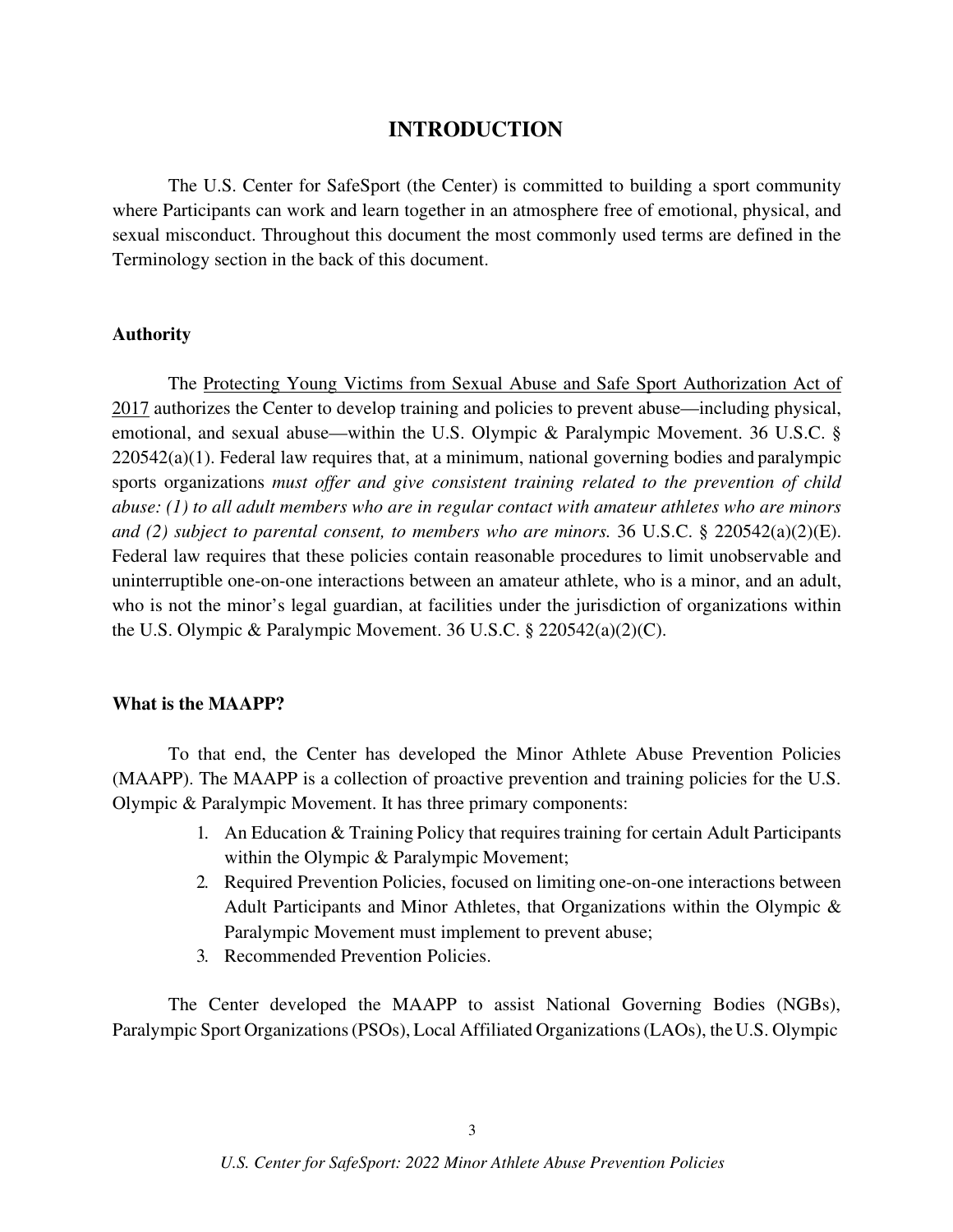# INTRODUCTION

The U.S. Center for SafeSport (the Center) is committed to building a sport community where Participants can work and learn together in an atmosphere free of emotional, physical, and sexual misconduct. Throughout this document the most commonly used terms are defined in the Terminology section in the back of this document.

## Authority

The Protecting Young Victims from Sexual Abuse and Safe Sport Authorization Act of 2017 authorizes the Center to develop training and policies to prevent abuse—including physical, emotional, and sexual abuse—within the U.S. Olympic & Paralympic Movement. 36 U.S.C. § 220542(a)(1). Federal law requires that, at a minimum, national governing bodies and paralympic sports organizations *must offer and give consistent training related to the prevention of child abuse: (1) to all adult members who are in regular contact with amateur athletes who are minors and (2) subject to parental consent, to members who are minors.* 36 U.S.C. § 220542(a)(2)(E). Federal law requires that these policies contain reasonable procedures to limit unobservable and uninterruptible one-on-one interactions between an amateur athlete, who is a minor, and an adult, who is not the minor's legal guardian, at facilities under the jurisdiction of organizations within the U.S. Olympic & Paralympic Movement. 36 U.S.C. § 220542(a)(2)(C).

## What is the MAAPP?

To that end, the Center has developed the Minor Athlete Abuse Prevention Policies (MAAPP). The MAAPP is a collection of proactive prevention and training policies for the U.S. Olympic & Paralympic Movement. It has three primary components:

1. An Education & Training Policy that requires training for certain Adult Participants within the Olympic & Paralympic Movement;
2. Required Prevention Policies, focused on limiting one-on-one interactions between Adult Participants and Minor Athletes, that Organizations within the Olympic & Paralympic Movement must implement to prevent abuse;
3. Recommended Prevention Policies.

The Center developed the MAAPP to assist National Governing Bodies (NGBs), Paralympic Sport Organizations (PSOs), Local Affiliated Organizations (LAOs), the U.S. Olympic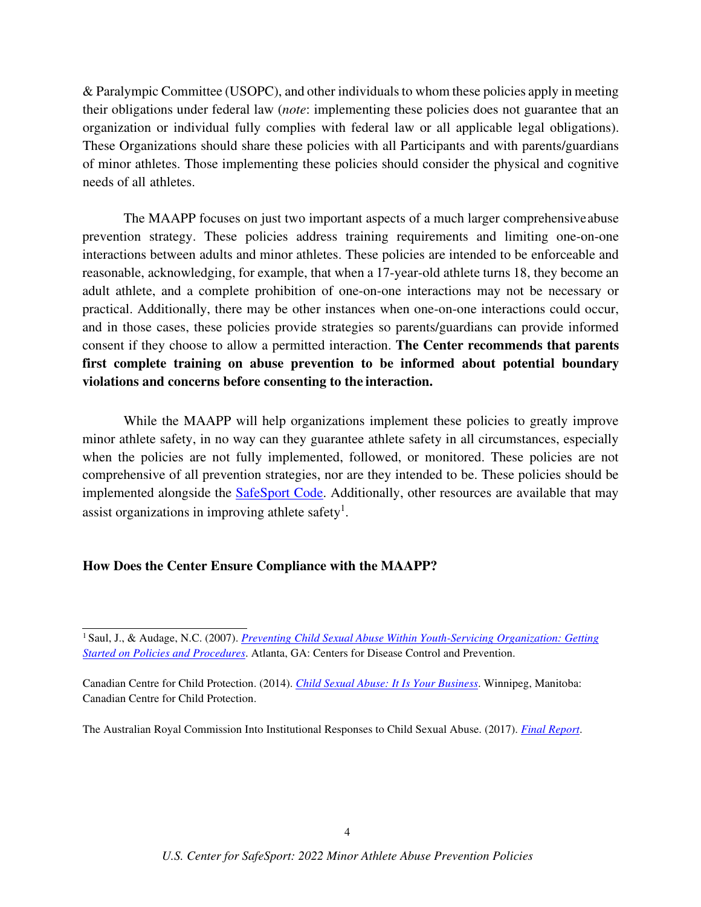& Paralympic Committee (USOPC), and other individuals to whom these policies apply in meeting their obligations under federal law (*note*: implementing these policies does not guarantee that an organization or individual fully complies with federal law or all applicable legal obligations). These Organizations should share these policies with all Participants and with parents/guardians of minor athletes. Those implementing these policies should consider the physical and cognitive needs of all athletes.

The MAAPP focuses on just two important aspects of a much larger comprehensive abuse prevention strategy. These policies address training requirements and limiting one-on-one interactions between adults and minor athletes. These policies are intended to be enforceable and reasonable, acknowledging, for example, that when a 17-year-old athlete turns 18, they become an adult athlete, and a complete prohibition of one-on-one interactions may not be necessary or practical. Additionally, there may be other instances when one-on-one interactions could occur, and in those cases, these policies provide strategies so parents/guardians can provide informed consent if they choose to allow a permitted interaction. **The Center recommends that parents first complete training on abuse prevention to be informed about potential boundary violations and concerns before consenting to the interaction.**

While the MAAPP will help organizations implement these policies to greatly improve minor athlete safety, in no way can they guarantee athlete safety in all circumstances, especially when the policies are not fully implemented, followed, or monitored. These policies are not comprehensive of all prevention strategies, nor are they intended to be. These policies should be implemented alongside the SafeSport Code. Additionally, other resources are available that may assist organizations in improving athlete safety[1].

### How Does the Center Ensure Compliance with the MAAPP?

---

[1] Saul, J., & Audage, N.C. (2007). *Preventing Child Sexual Abuse Within Youth-Servicing Organization: Getting Started on Policies and Procedures*. Atlanta, GA: Centers for Disease Control and Prevention.

Canadian Centre for Child Protection. (2014). *Child Sexual Abuse: It Is Your Business*. Winnipeg, Manitoba: Canadian Centre for Child Protection.

The Australian Royal Commission Into Institutional Responses to Child Sexual Abuse. (2017). *Final Report*.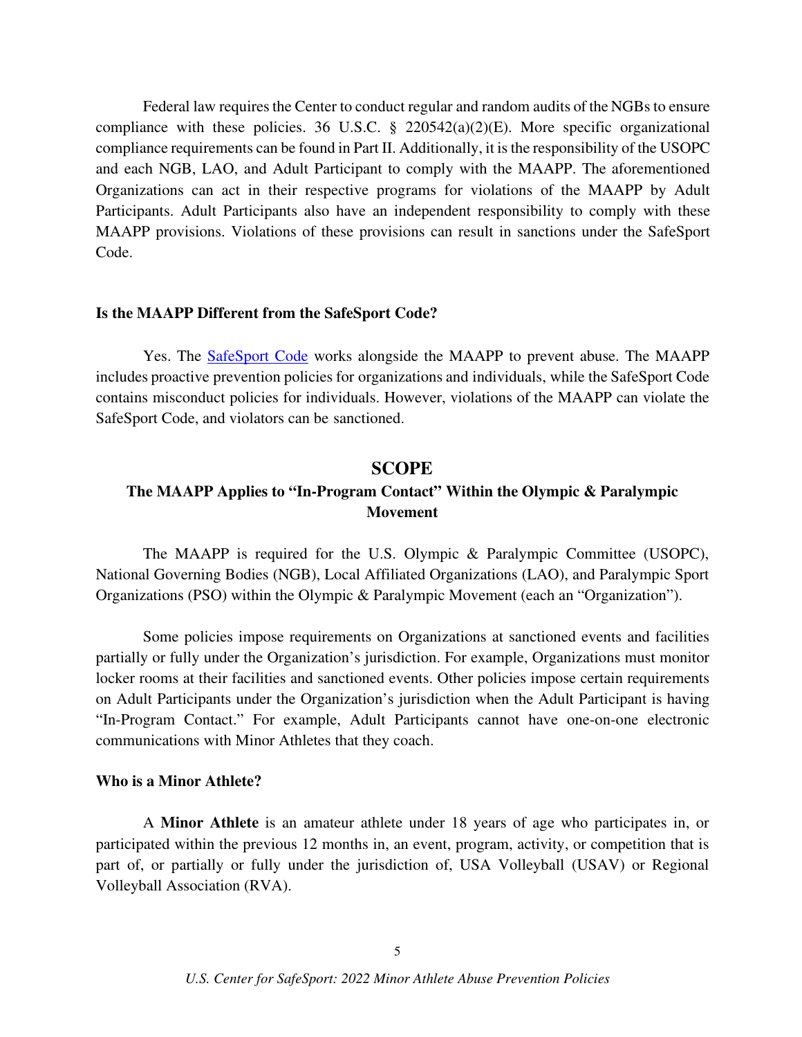Federal law requires the Center to conduct regular and random audits of the NGBs to ensure compliance with these policies. 36 U.S.C. § 220542(a)(2)(E). More specific organizational compliance requirements can be found in Part II. Additionally, it is the responsibility of the USOPC and each NGB, LAO, and Adult Participant to comply with the MAAPP. The aforementioned Organizations can act in their respective programs for violations of the MAAPP by Adult Participants. Adult Participants also have an independent responsibility to comply with these MAAPP provisions. Violations of these provisions can result in sanctions under the SafeSport Code.

**Is the MAAPP Different from the SafeSport Code?**

Yes. The [SafeSport Code]() works alongside the MAAPP to prevent abuse. The MAAPP includes proactive prevention policies for organizations and individuals, while the SafeSport Code contains misconduct policies for individuals. However, violations of the MAAPP can violate the SafeSport Code, and violators can be sanctioned.

## SCOPE

### The MAAPP Applies to "In-Program Contact" Within the Olympic & Paralympic Movement

The MAAPP is required for the U.S. Olympic & Paralympic Committee (USOPC), National Governing Bodies (NGB), Local Affiliated Organizations (LAO), and Paralympic Sport Organizations (PSO) within the Olympic & Paralympic Movement (each an "Organization").

Some policies impose requirements on Organizations at sanctioned events and facilities partially or fully under the Organization's jurisdiction. For example, Organizations must monitor locker rooms at their facilities and sanctioned events. Other policies impose certain requirements on Adult Participants under the Organization's jurisdiction when the Adult Participant is having "In-Program Contact." For example, Adult Participants cannot have one-on-one electronic communications with Minor Athletes that they coach.

**Who is a Minor Athlete?**

A **Minor Athlete** is an amateur athlete under 18 years of age who participates in, or participated within the previous 12 months in, an event, program, activity, or competition that is part of, or partially or fully under the jurisdiction of, USA Volleyball (USAV) or Regional Volleyball Association (RVA).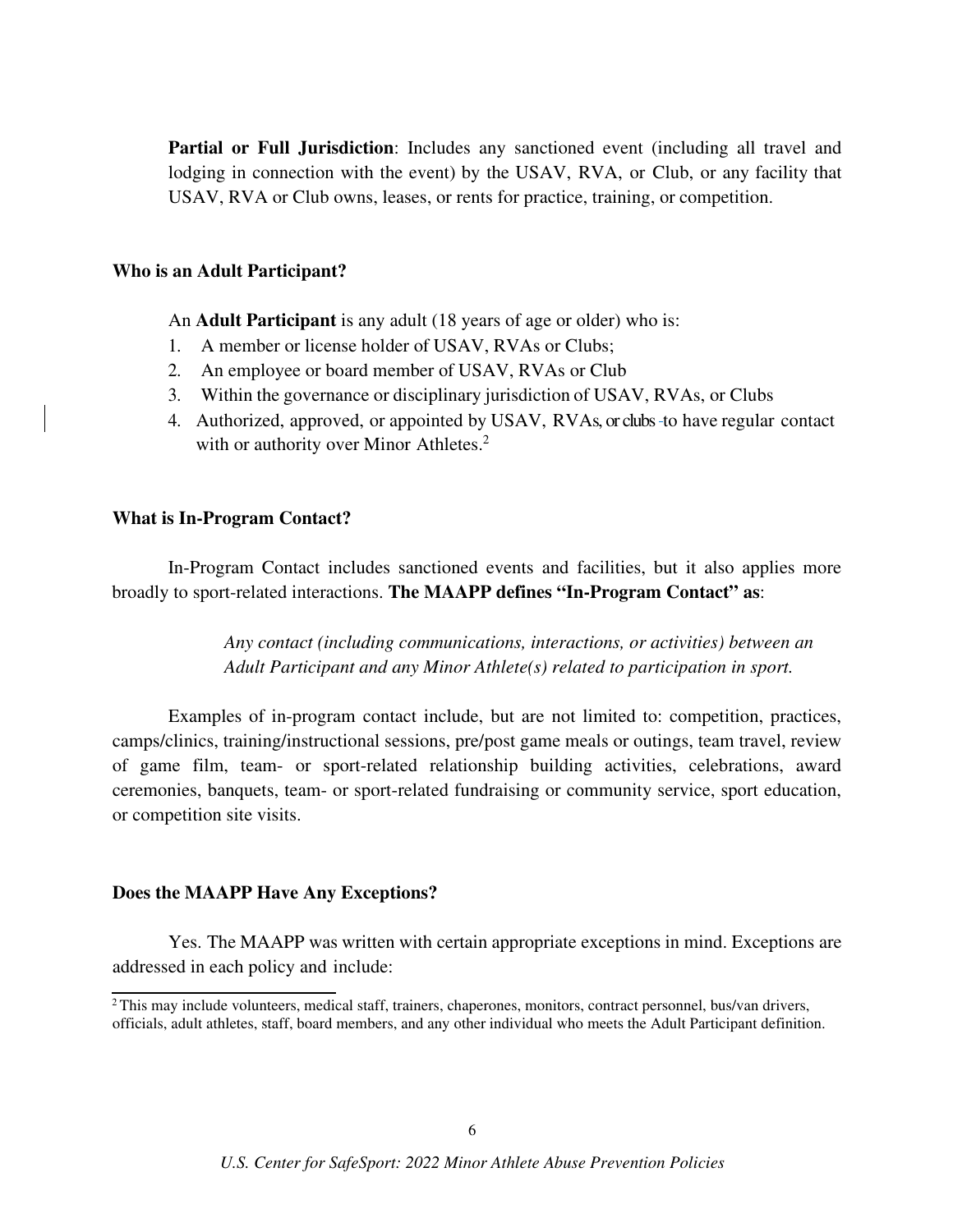**Partial or Full Jurisdiction**: Includes any sanctioned event (including all travel and lodging in connection with the event) by the USAV, RVA, or Club, or any facility that USAV, RVA or Club owns, leases, or rents for practice, training, or competition.

**Who is an Adult Participant?**

An **Adult Participant** is any adult (18 years of age or older) who is:

1. A member or license holder of USAV, RVAs or Clubs;
2. An employee or board member of USAV, RVAs or Club
3. Within the governance or disciplinary jurisdiction of USAV, RVAs, or Clubs
4. Authorized, approved, or appointed by USAV, RVAs, or clubs to have regular contact with or authority over Minor Athletes.[2]

**What is In-Program Contact?**

In-Program Contact includes sanctioned events and facilities, but it also applies more broadly to sport-related interactions. **The MAAPP defines "In-Program Contact" as**:

> *Any contact (including communications, interactions, or activities) between an Adult Participant and any Minor Athlete(s) related to participation in sport.*

Examples of in-program contact include, but are not limited to: competition, practices, camps/clinics, training/instructional sessions, pre/post game meals or outings, team travel, review of game film, team- or sport-related relationship building activities, celebrations, award ceremonies, banquets, team- or sport-related fundraising or community service, sport education, or competition site visits.

**Does the MAAPP Have Any Exceptions?**

Yes. The MAAPP was written with certain appropriate exceptions in mind. Exceptions are addressed in each policy and include:

[2] This may include volunteers, medical staff, trainers, chaperones, monitors, contract personnel, bus/van drivers, officials, adult athletes, staff, board members, and any other individual who meets the Adult Participant definition.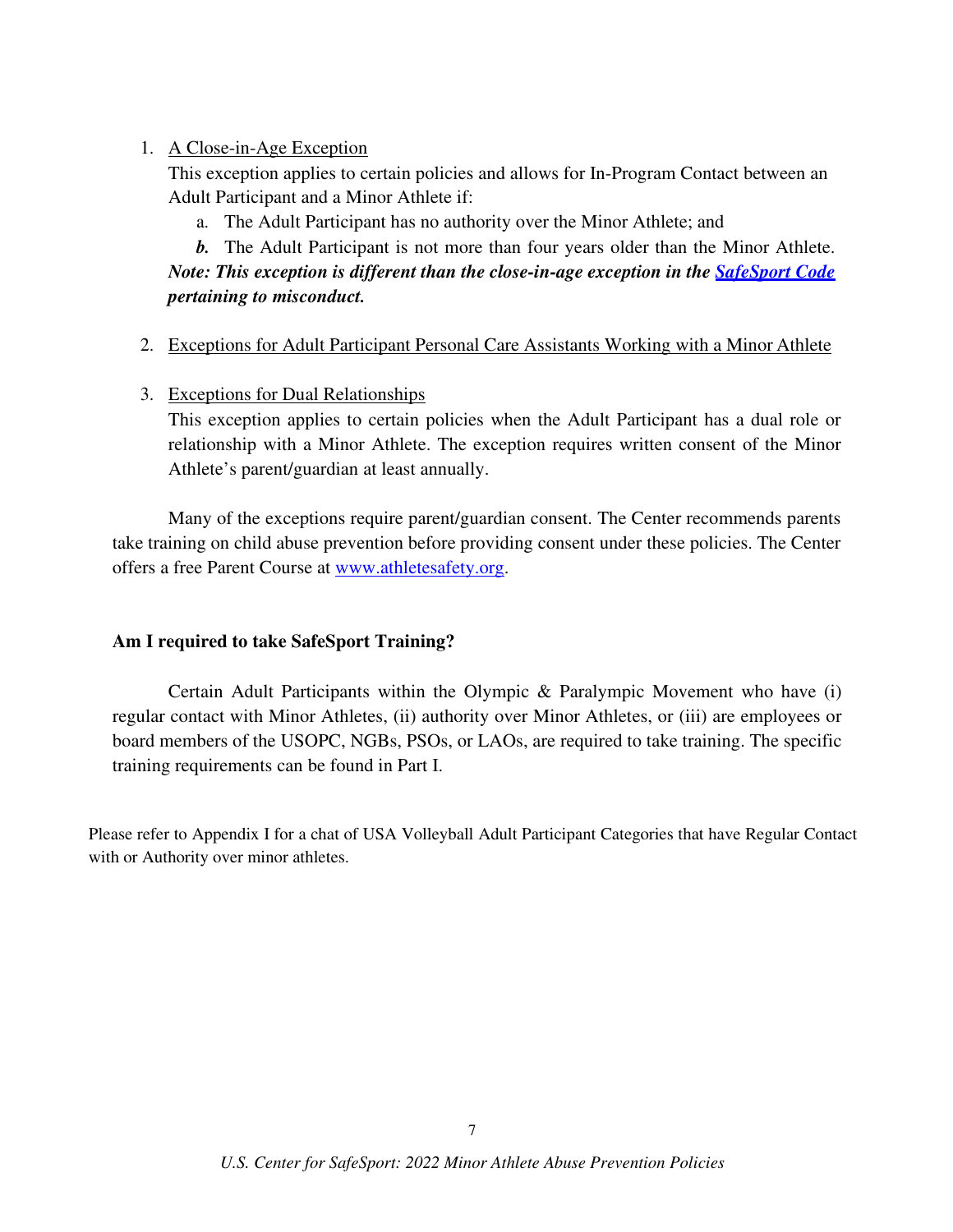1. <u>A Close-in-Age Exception</u>
   This exception applies to certain policies and allows for In-Program Contact between an Adult Participant and a Minor Athlete if:
   a. The Adult Participant has no authority over the Minor Athlete; and
   ***b.*** The Adult Participant is not more than four years older than the Minor Athlete.
   ***Note: This exception is different than the close-in-age exception in the SafeSport Code pertaining to misconduct.***

2. <u>Exceptions for Adult Participant Personal Care Assistants Working with a Minor Athlete</u>

3. <u>Exceptions for Dual Relationships</u>
   This exception applies to certain policies when the Adult Participant has a dual role or relationship with a Minor Athlete. The exception requires written consent of the Minor Athlete's parent/guardian at least annually.

Many of the exceptions require parent/guardian consent. The Center recommends parents take training on child abuse prevention before providing consent under these policies. The Center offers a free Parent Course at www.athletesafety.org.

**Am I required to take SafeSport Training?**

Certain Adult Participants within the Olympic & Paralympic Movement who have (i) regular contact with Minor Athletes, (ii) authority over Minor Athletes, or (iii) are employees or board members of the USOPC, NGBs, PSOs, or LAOs, are required to take training. The specific training requirements can be found in Part I.

Please refer to Appendix I for a chat of USA Volleyball Adult Participant Categories that have Regular Contact with or Authority over minor athletes.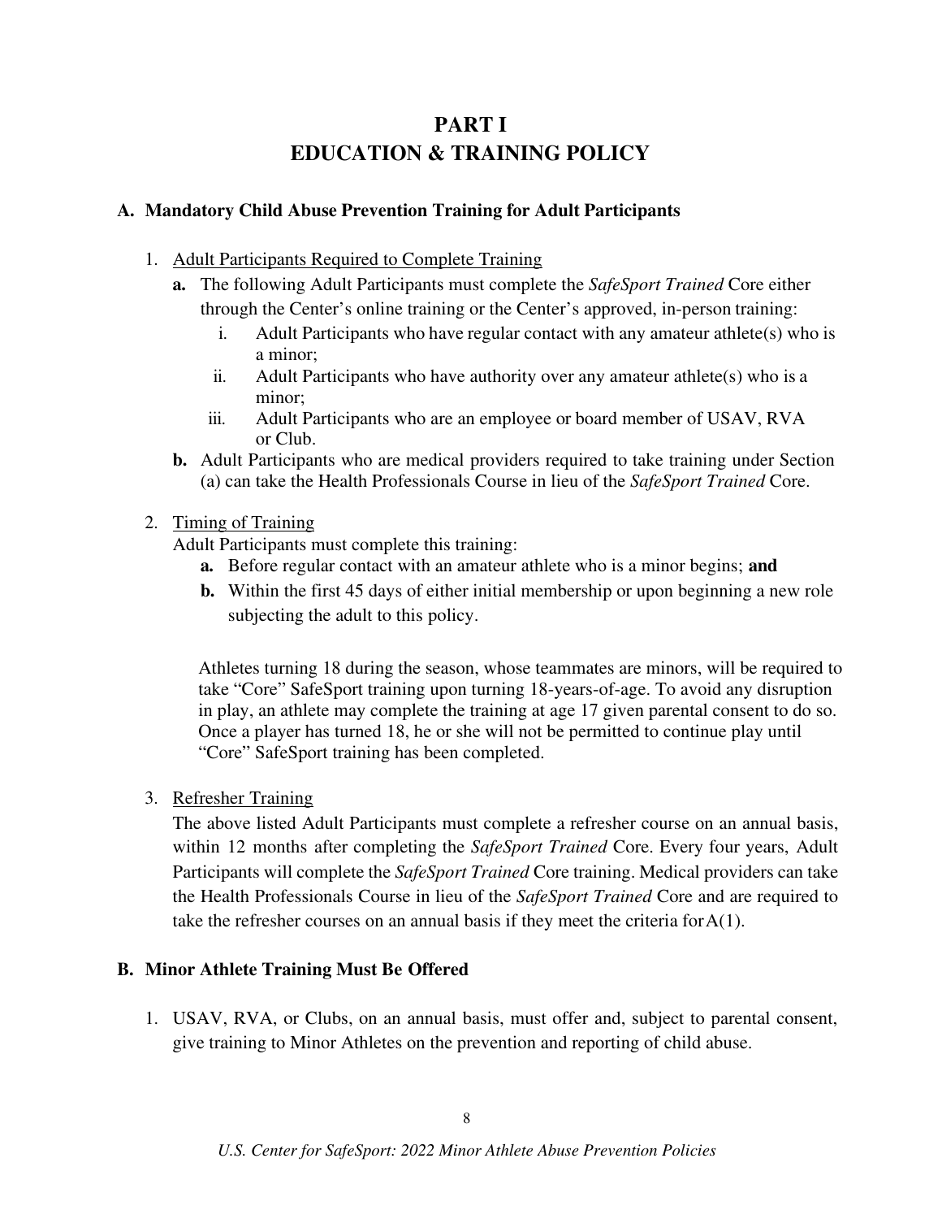# PART I
# EDUCATION & TRAINING POLICY

## A. Mandatory Child Abuse Prevention Training for Adult Participants

1. Adult Participants Required to Complete Training
   - **a.** The following Adult Participants must complete the *SafeSport Trained* Core either through the Center's online training or the Center's approved, in-person training:
     - i. Adult Participants who have regular contact with any amateur athlete(s) who is a minor;
     - ii. Adult Participants who have authority over any amateur athlete(s) who is a minor;
     - iii. Adult Participants who are an employee or board member of USAV, RVA or Club.
   - **b.** Adult Participants who are medical providers required to take training under Section (a) can take the Health Professionals Course in lieu of the *SafeSport Trained* Core.

2. Timing of Training

   Adult Participants must complete this training:
   - **a.** Before regular contact with an amateur athlete who is a minor begins; **and**
   - **b.** Within the first 45 days of either initial membership or upon beginning a new role subjecting the adult to this policy.

   Athletes turning 18 during the season, whose teammates are minors, will be required to take "Core" SafeSport training upon turning 18-years-of-age. To avoid any disruption in play, an athlete may complete the training at age 17 given parental consent to do so. Once a player has turned 18, he or she will not be permitted to continue play until "Core" SafeSport training has been completed.

3. Refresher Training

   The above listed Adult Participants must complete a refresher course on an annual basis, within 12 months after completing the *SafeSport Trained* Core. Every four years, Adult Participants will complete the *SafeSport Trained* Core training. Medical providers can take the Health Professionals Course in lieu of the *SafeSport Trained* Core and are required to take the refresher courses on an annual basis if they meet the criteria for A(1).

## B. Minor Athlete Training Must Be Offered

1. USAV, RVA, or Clubs, on an annual basis, must offer and, subject to parental consent, give training to Minor Athletes on the prevention and reporting of child abuse.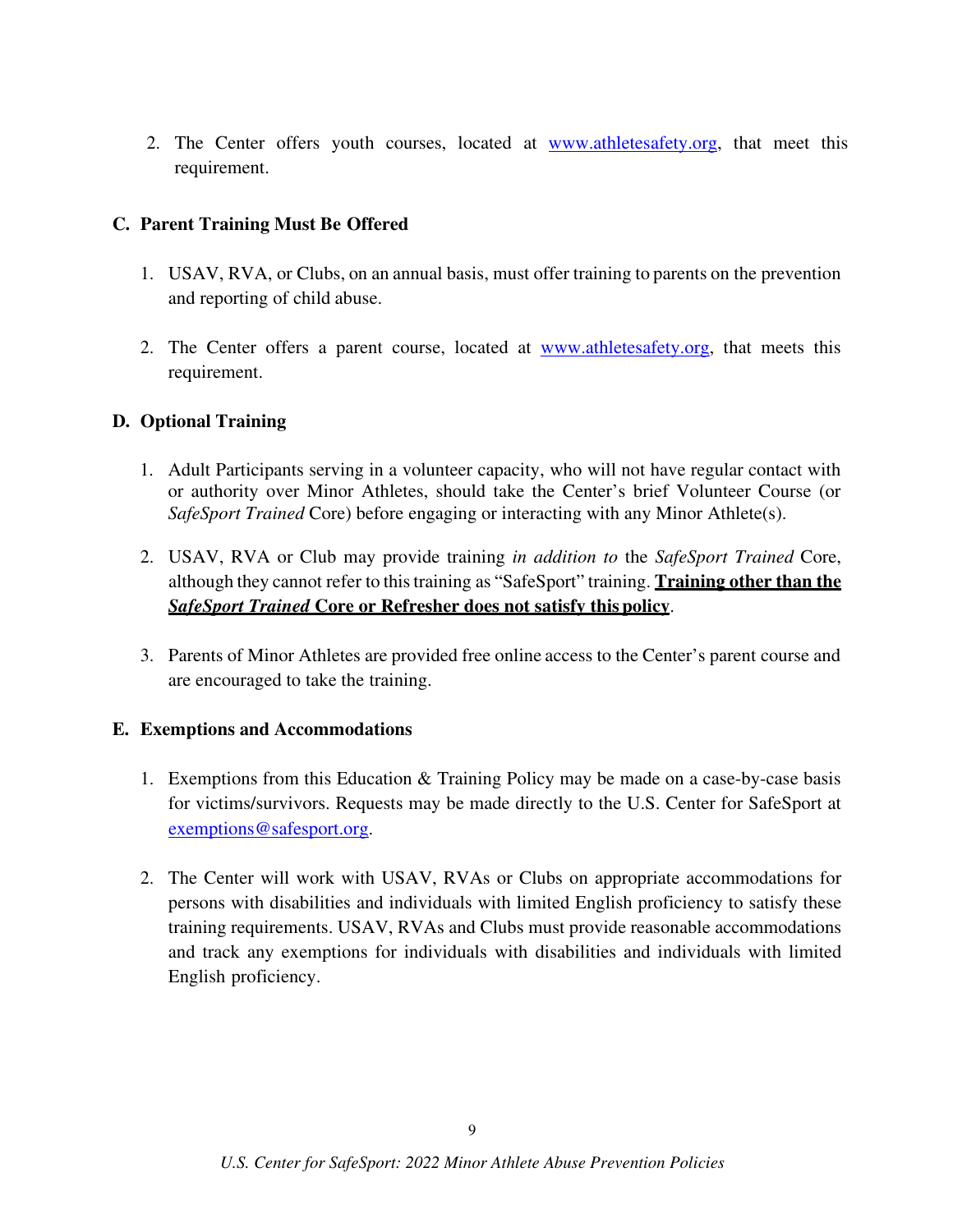2. The Center offers youth courses, located at [www.athletesafety.org](http://www.athletesafety.org), that meet this requirement.

### C. Parent Training Must Be Offered

1. USAV, RVA, or Clubs, on an annual basis, must offer training to parents on the prevention and reporting of child abuse.

2. The Center offers a parent course, located at [www.athletesafety.org](http://www.athletesafety.org), that meets this requirement.

### D. Optional Training

1. Adult Participants serving in a volunteer capacity, who will not have regular contact with or authority over Minor Athletes, should take the Center's brief Volunteer Course (or *SafeSport Trained* Core) before engaging or interacting with any Minor Athlete(s).

2. USAV, RVA or Club may provide training *in addition to* the *SafeSport Trained* Core, although they cannot refer to this training as "SafeSport" training. <u>**Training other than the *SafeSport Trained* Core or Refresher does not satisfy this policy**</u>.

3. Parents of Minor Athletes are provided free online access to the Center's parent course and are encouraged to take the training.

### E. Exemptions and Accommodations

1. Exemptions from this Education & Training Policy may be made on a case-by-case basis for victims/survivors. Requests may be made directly to the U.S. Center for SafeSport at [exemptions@safesport.org](mailto:exemptions@safesport.org).

2. The Center will work with USAV, RVAs or Clubs on appropriate accommodations for persons with disabilities and individuals with limited English proficiency to satisfy these training requirements. USAV, RVAs and Clubs must provide reasonable accommodations and track any exemptions for individuals with disabilities and individuals with limited English proficiency.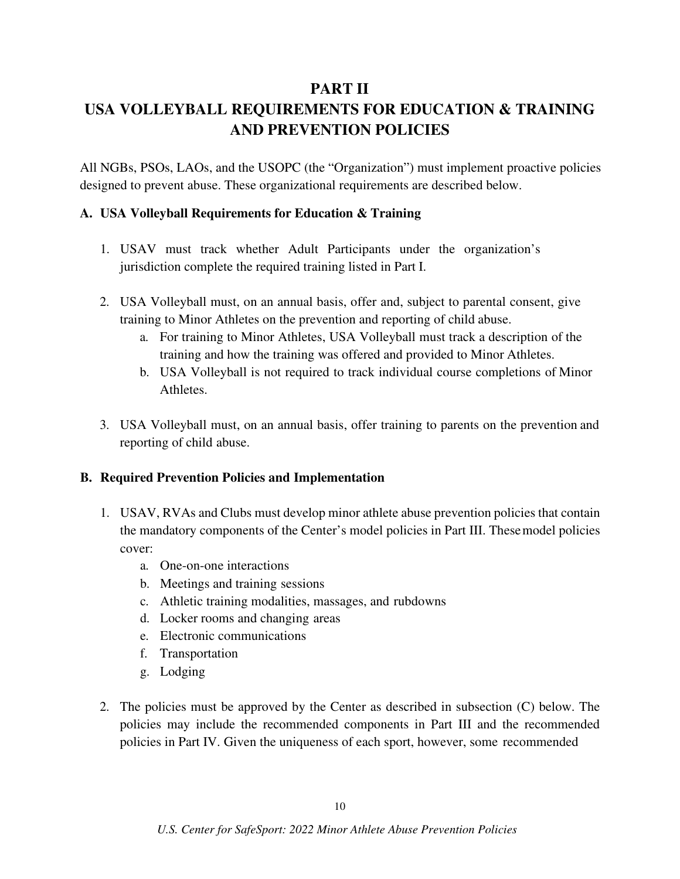# PART II
# USA VOLLEYBALL REQUIREMENTS FOR EDUCATION & TRAINING AND PREVENTION POLICIES

All NGBs, PSOs, LAOs, and the USOPC (the "Organization") must implement proactive policies designed to prevent abuse. These organizational requirements are described below.

## A. USA Volleyball Requirements for Education & Training

1. USAV must track whether Adult Participants under the organization's jurisdiction complete the required training listed in Part I.

2. USA Volleyball must, on an annual basis, offer and, subject to parental consent, give training to Minor Athletes on the prevention and reporting of child abuse.
   a. For training to Minor Athletes, USA Volleyball must track a description of the training and how the training was offered and provided to Minor Athletes.
   b. USA Volleyball is not required to track individual course completions of Minor Athletes.

3. USA Volleyball must, on an annual basis, offer training to parents on the prevention and reporting of child abuse.

## B. Required Prevention Policies and Implementation

1. USAV, RVAs and Clubs must develop minor athlete abuse prevention policies that contain the mandatory components of the Center's model policies in Part III. These model policies cover:
   a. One-on-one interactions
   b. Meetings and training sessions
   c. Athletic training modalities, massages, and rubdowns
   d. Locker rooms and changing areas
   e. Electronic communications
   f. Transportation
   g. Lodging

2. The policies must be approved by the Center as described in subsection (C) below. The policies may include the recommended components in Part III and the recommended policies in Part IV. Given the uniqueness of each sport, however, some recommended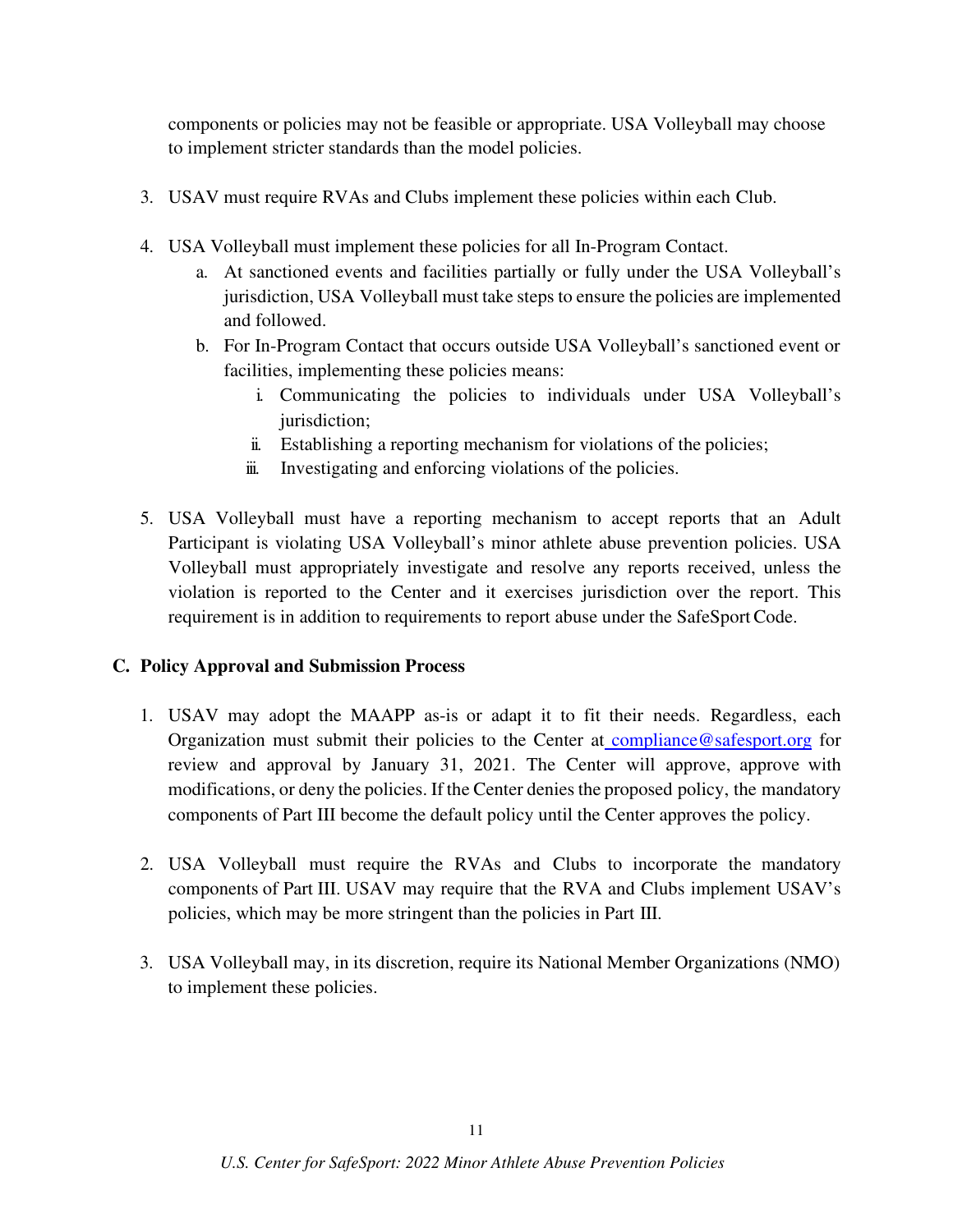components or policies may not be feasible or appropriate. USA Volleyball may choose to implement stricter standards than the model policies.

3. USAV must require RVAs and Clubs implement these policies within each Club.

4. USA Volleyball must implement these policies for all In-Program Contact.
   a. At sanctioned events and facilities partially or fully under the USA Volleyball's jurisdiction, USA Volleyball must take steps to ensure the policies are implemented and followed.
   b. For In-Program Contact that occurs outside USA Volleyball's sanctioned event or facilities, implementing these policies means:
      i. Communicating the policies to individuals under USA Volleyball's jurisdiction;
      ii. Establishing a reporting mechanism for violations of the policies;
      iii. Investigating and enforcing violations of the policies.

5. USA Volleyball must have a reporting mechanism to accept reports that an Adult Participant is violating USA Volleyball's minor athlete abuse prevention policies. USA Volleyball must appropriately investigate and resolve any reports received, unless the violation is reported to the Center and it exercises jurisdiction over the report. This requirement is in addition to requirements to report abuse under the SafeSport Code.

## C. Policy Approval and Submission Process

1. USAV may adopt the MAAPP as-is or adapt it to fit their needs. Regardless, each Organization must submit their policies to the Center at compliance@safesport.org for review and approval by January 31, 2021. The Center will approve, approve with modifications, or deny the policies. If the Center denies the proposed policy, the mandatory components of Part III become the default policy until the Center approves the policy.

2. USA Volleyball must require the RVAs and Clubs to incorporate the mandatory components of Part III. USAV may require that the RVA and Clubs implement USAV's policies, which may be more stringent than the policies in Part III.

3. USA Volleyball may, in its discretion, require its National Member Organizations (NMO) to implement these policies.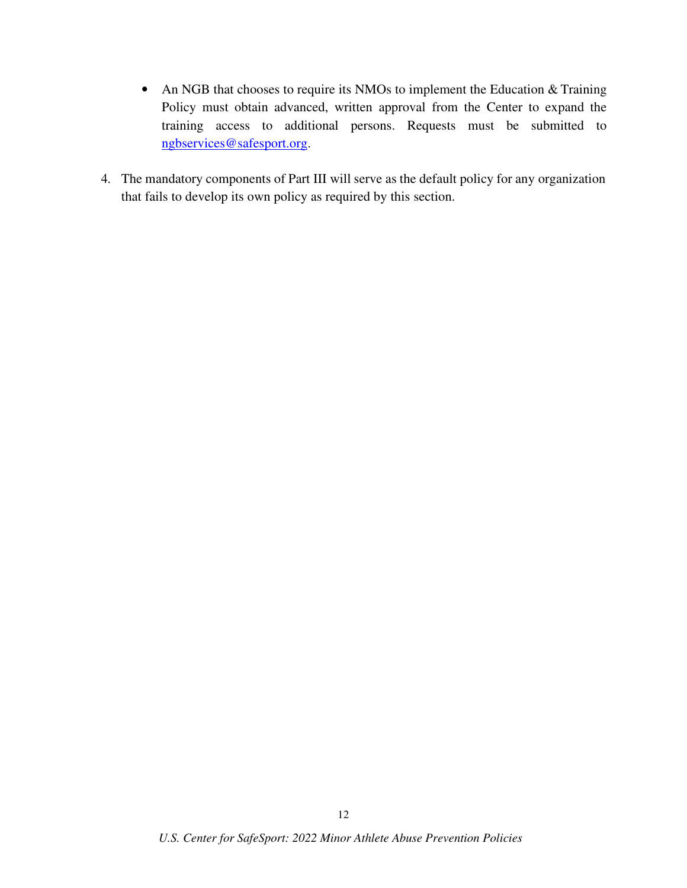- An NGB that chooses to require its NMOs to implement the Education & Training Policy must obtain advanced, written approval from the Center to expand the training access to additional persons. Requests must be submitted to ngbservices@safesport.org.

4. The mandatory components of Part III will serve as the default policy for any organization that fails to develop its own policy as required by this section.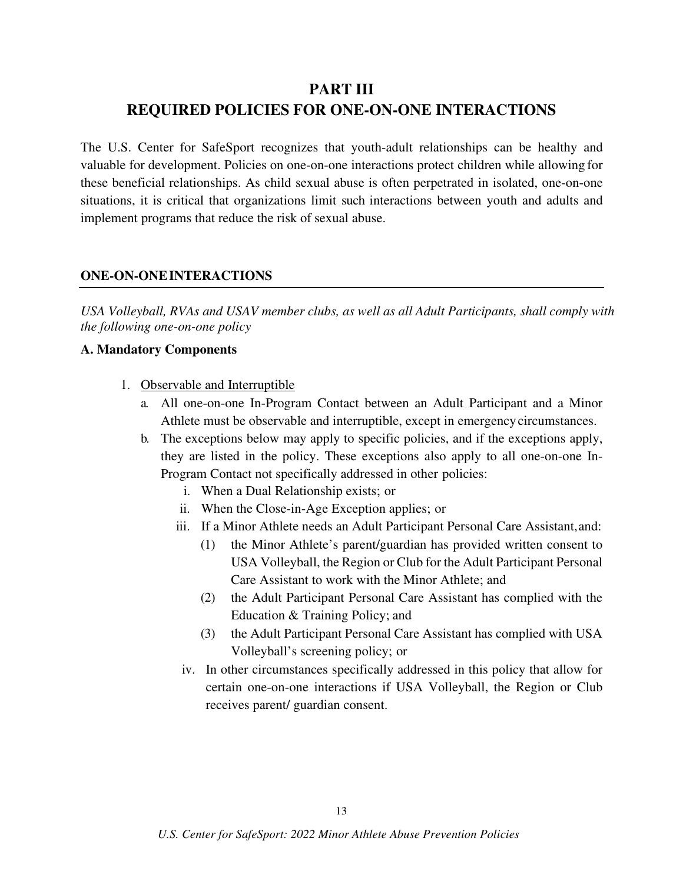# PART III
# REQUIRED POLICIES FOR ONE-ON-ONE INTERACTIONS

The U.S. Center for SafeSport recognizes that youth-adult relationships can be healthy and valuable for development. Policies on one-on-one interactions protect children while allowing for these beneficial relationships. As child sexual abuse is often perpetrated in isolated, one-on-one situations, it is critical that organizations limit such interactions between youth and adults and implement programs that reduce the risk of sexual abuse.

## ONE-ON-ONE INTERACTIONS

*USA Volleyball, RVAs and USAV member clubs, as well as all Adult Participants, shall comply with the following one-on-one policy*

### A. Mandatory Components

1. Observable and Interruptible
   a. All one-on-one In-Program Contact between an Adult Participant and a Minor Athlete must be observable and interruptible, except in emergency circumstances.
   b. The exceptions below may apply to specific policies, and if the exceptions apply, they are listed in the policy. These exceptions also apply to all one-on-one In-Program Contact not specifically addressed in other policies:
      i. When a Dual Relationship exists; or
      ii. When the Close-in-Age Exception applies; or
      iii. If a Minor Athlete needs an Adult Participant Personal Care Assistant, and:
         (1) the Minor Athlete's parent/guardian has provided written consent to USA Volleyball, the Region or Club for the Adult Participant Personal Care Assistant to work with the Minor Athlete; and
         (2) the Adult Participant Personal Care Assistant has complied with the Education & Training Policy; and
         (3) the Adult Participant Personal Care Assistant has complied with USA Volleyball's screening policy; or
      iv. In other circumstances specifically addressed in this policy that allow for certain one-on-one interactions if USA Volleyball, the Region or Club receives parent/ guardian consent.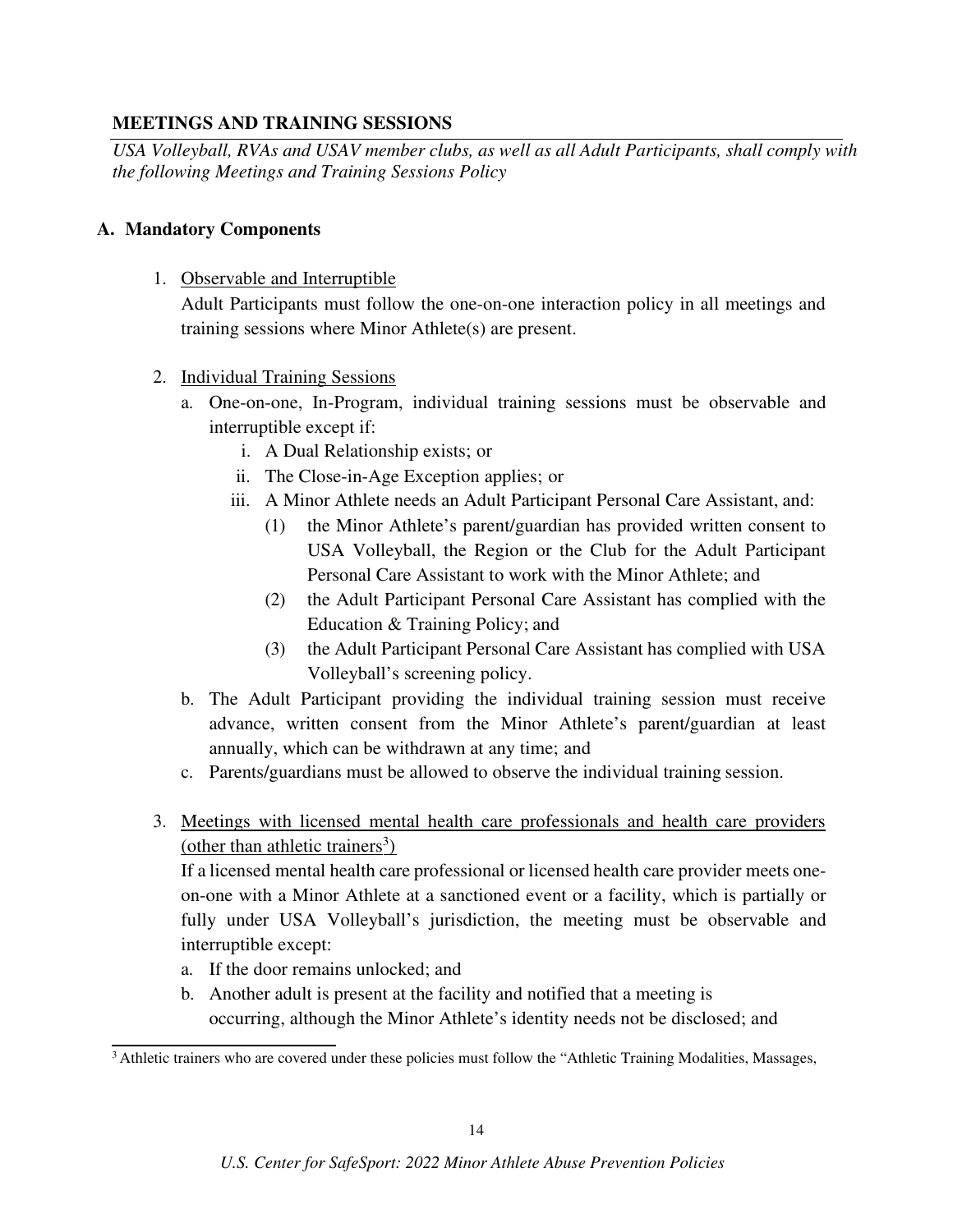## MEETINGS AND TRAINING SESSIONS

*USA Volleyball, RVAs and USAV member clubs, as well as all Adult Participants, shall comply with the following Meetings and Training Sessions Policy*

### A. Mandatory Components

1. Observable and Interruptible

   Adult Participants must follow the one-on-one interaction policy in all meetings and training sessions where Minor Athlete(s) are present.

2. Individual Training Sessions
   a. One-on-one, In-Program, individual training sessions must be observable and interruptible except if:
      i. A Dual Relationship exists; or
      ii. The Close-in-Age Exception applies; or
      iii. A Minor Athlete needs an Adult Participant Personal Care Assistant, and:
         (1) the Minor Athlete's parent/guardian has provided written consent to USA Volleyball, the Region or the Club for the Adult Participant Personal Care Assistant to work with the Minor Athlete; and
         (2) the Adult Participant Personal Care Assistant has complied with the Education & Training Policy; and
         (3) the Adult Participant Personal Care Assistant has complied with USA Volleyball's screening policy.
   b. The Adult Participant providing the individual training session must receive advance, written consent from the Minor Athlete's parent/guardian at least annually, which can be withdrawn at any time; and
   c. Parents/guardians must be allowed to observe the individual training session.

3. Meetings with licensed mental health care professionals and health care providers (other than athletic trainers[3])

   If a licensed mental health care professional or licensed health care provider meets one-on-one with a Minor Athlete at a sanctioned event or a facility, which is partially or fully under USA Volleyball's jurisdiction, the meeting must be observable and interruptible except:
   a. If the door remains unlocked; and
   b. Another adult is present at the facility and notified that a meeting is occurring, although the Minor Athlete's identity needs not be disclosed; and

---

[3] Athletic trainers who are covered under these policies must follow the "Athletic Training Modalities, Massages,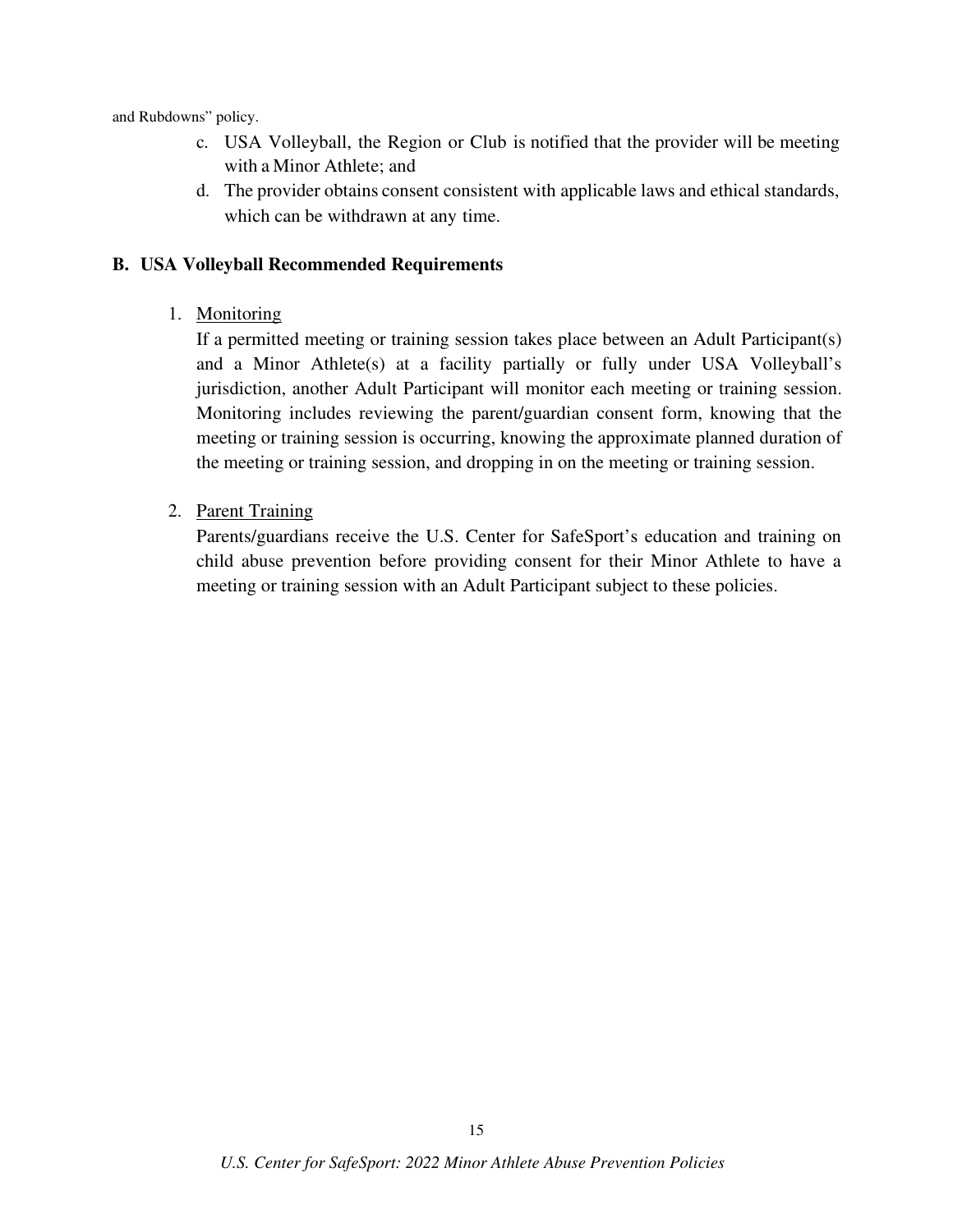and Rubdowns" policy.

c. USA Volleyball, the Region or Club is notified that the provider will be meeting with a Minor Athlete; and
d. The provider obtains consent consistent with applicable laws and ethical standards, which can be withdrawn at any time.

## B. USA Volleyball Recommended Requirements

1. Monitoring
   If a permitted meeting or training session takes place between an Adult Participant(s) and a Minor Athlete(s) at a facility partially or fully under USA Volleyball's jurisdiction, another Adult Participant will monitor each meeting or training session. Monitoring includes reviewing the parent/guardian consent form, knowing that the meeting or training session is occurring, knowing the approximate planned duration of the meeting or training session, and dropping in on the meeting or training session.

2. Parent Training
   Parents/guardians receive the U.S. Center for SafeSport's education and training on child abuse prevention before providing consent for their Minor Athlete to have a meeting or training session with an Adult Participant subject to these policies.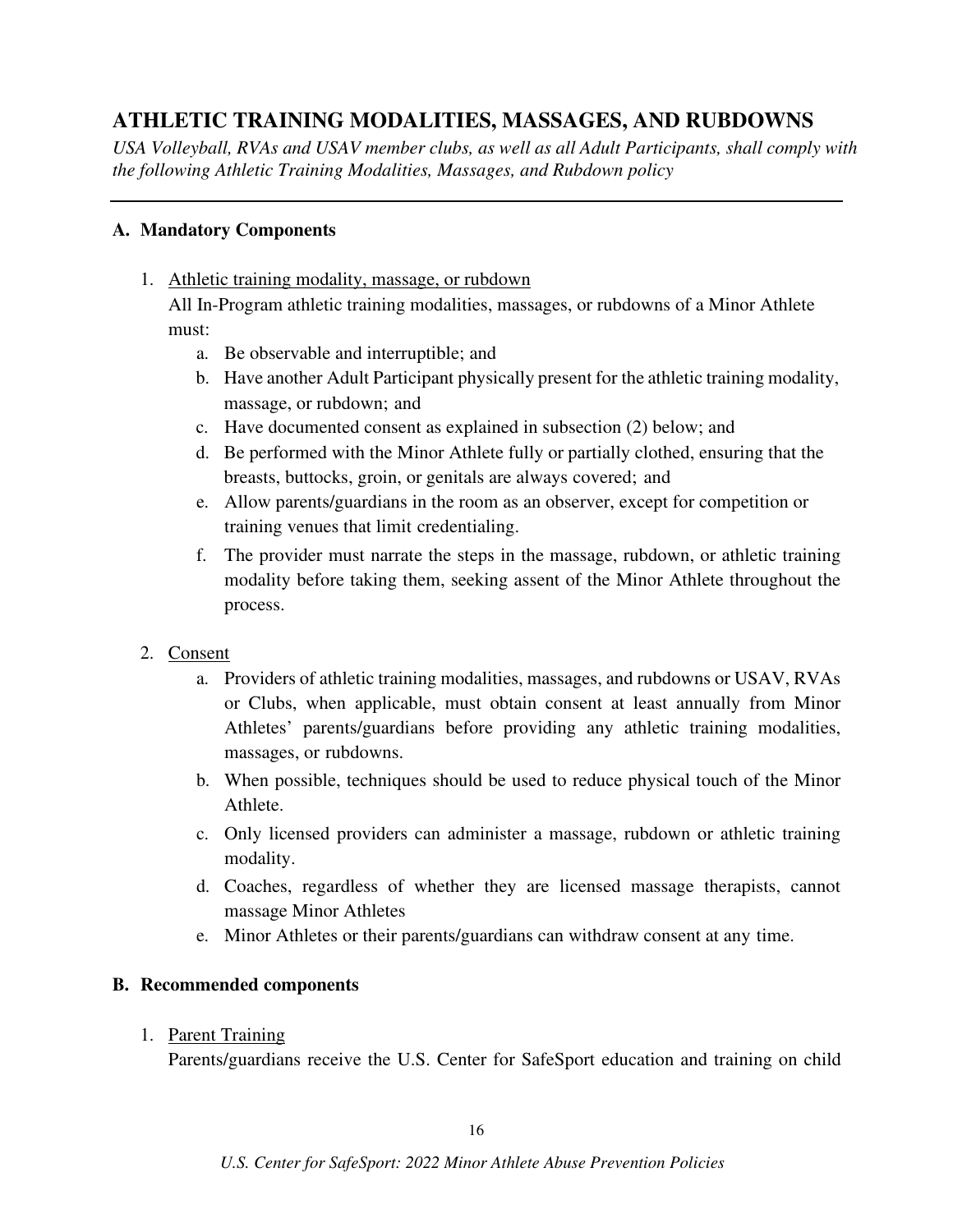## ATHLETIC TRAINING MODALITIES, MASSAGES, AND RUBDOWNS

*USA Volleyball, RVAs and USAV member clubs, as well as all Adult Participants, shall comply with the following Athletic Training Modalities, Massages, and Rubdown policy*

---

### A. Mandatory Components

1. Athletic training modality, massage, or rubdown

   All In-Program athletic training modalities, massages, or rubdowns of a Minor Athlete must:

   a. Be observable and interruptible; and
   b. Have another Adult Participant physically present for the athletic training modality, massage, or rubdown; and
   c. Have documented consent as explained in subsection (2) below; and
   d. Be performed with the Minor Athlete fully or partially clothed, ensuring that the breasts, buttocks, groin, or genitals are always covered; and
   e. Allow parents/guardians in the room as an observer, except for competition or training venues that limit credentialing.
   f. The provider must narrate the steps in the massage, rubdown, or athletic training modality before taking them, seeking assent of the Minor Athlete throughout the process.

2. Consent

   a. Providers of athletic training modalities, massages, and rubdowns or USAV, RVAs or Clubs, when applicable, must obtain consent at least annually from Minor Athletes' parents/guardians before providing any athletic training modalities, massages, or rubdowns.
   b. When possible, techniques should be used to reduce physical touch of the Minor Athlete.
   c. Only licensed providers can administer a massage, rubdown or athletic training modality.
   d. Coaches, regardless of whether they are licensed massage therapists, cannot massage Minor Athletes
   e. Minor Athletes or their parents/guardians can withdraw consent at any time.

### B. Recommended components

1. Parent Training

   Parents/guardians receive the U.S. Center for SafeSport education and training on child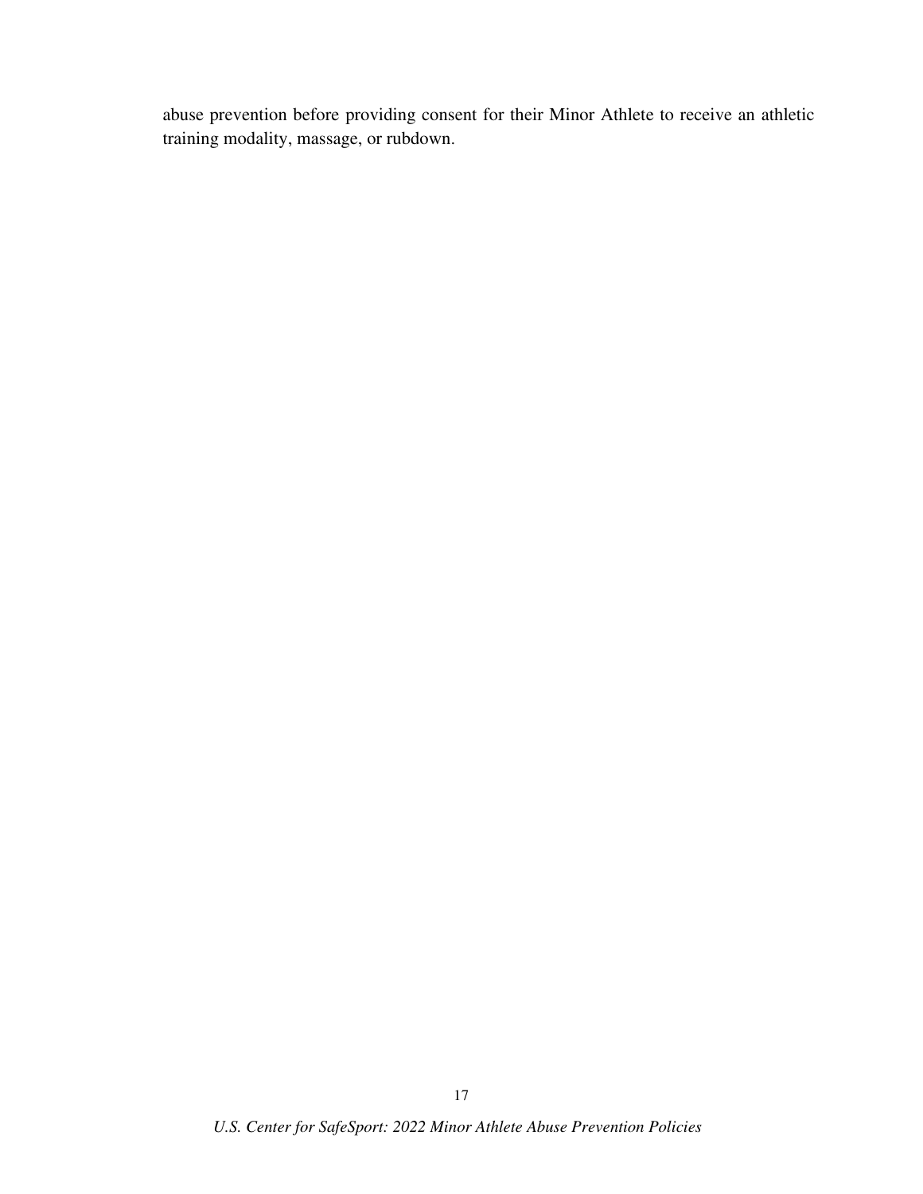abuse prevention before providing consent for their Minor Athlete to receive an athletic training modality, massage, or rubdown.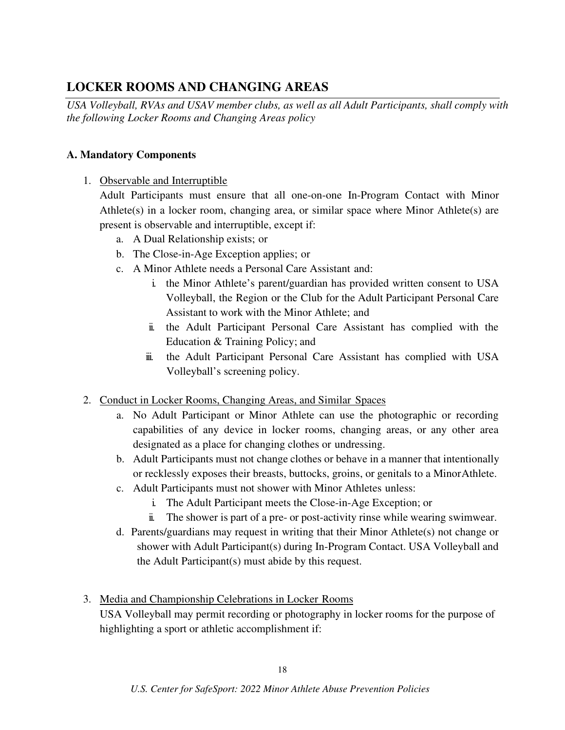## LOCKER ROOMS AND CHANGING AREAS

*USA Volleyball, RVAs and USAV member clubs, as well as all Adult Participants, shall comply with the following Locker Rooms and Changing Areas policy*

### A. Mandatory Components

1. Observable and Interruptible
   Adult Participants must ensure that all one-on-one In-Program Contact with Minor Athlete(s) in a locker room, changing area, or similar space where Minor Athlete(s) are present is observable and interruptible, except if:
   a. A Dual Relationship exists; or
   b. The Close-in-Age Exception applies; or
   c. A Minor Athlete needs a Personal Care Assistant and:
      i. the Minor Athlete's parent/guardian has provided written consent to USA Volleyball, the Region or the Club for the Adult Participant Personal Care Assistant to work with the Minor Athlete; and
      ii. the Adult Participant Personal Care Assistant has complied with the Education & Training Policy; and
      iii. the Adult Participant Personal Care Assistant has complied with USA Volleyball's screening policy.

2. Conduct in Locker Rooms, Changing Areas, and Similar Spaces
   a. No Adult Participant or Minor Athlete can use the photographic or recording capabilities of any device in locker rooms, changing areas, or any other area designated as a place for changing clothes or undressing.
   b. Adult Participants must not change clothes or behave in a manner that intentionally or recklessly exposes their breasts, buttocks, groins, or genitals to a Minor Athlete.
   c. Adult Participants must not shower with Minor Athletes unless:
      i. The Adult Participant meets the Close-in-Age Exception; or
      ii. The shower is part of a pre- or post-activity rinse while wearing swimwear.
   d. Parents/guardians may request in writing that their Minor Athlete(s) not change or shower with Adult Participant(s) during In-Program Contact. USA Volleyball and the Adult Participant(s) must abide by this request.

3. Media and Championship Celebrations in Locker Rooms
   USA Volleyball may permit recording or photography in locker rooms for the purpose of highlighting a sport or athletic accomplishment if: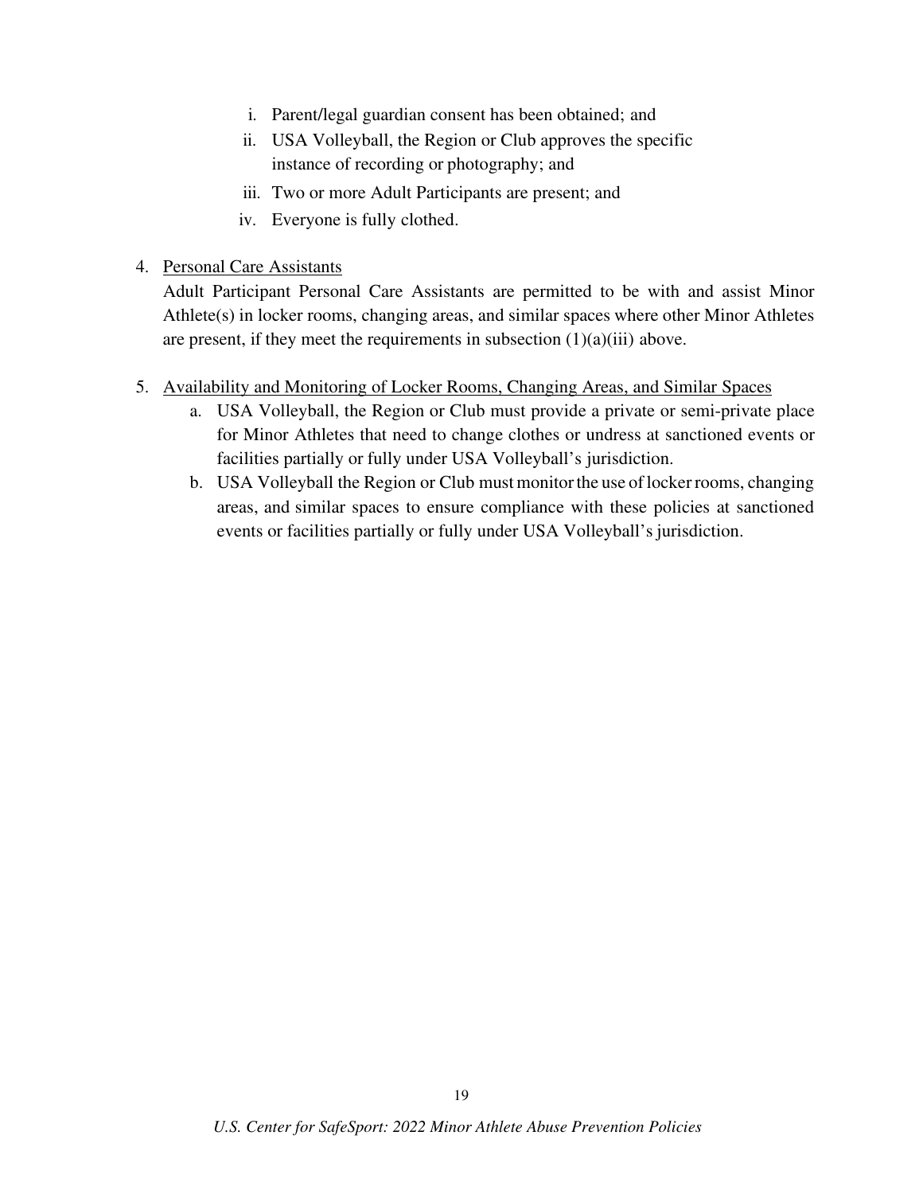i. Parent/legal guardian consent has been obtained; and
   ii. USA Volleyball, the Region or Club approves the specific instance of recording or photography; and
   iii. Two or more Adult Participants are present; and
   iv. Everyone is fully clothed.

4. Personal Care Assistants

   Adult Participant Personal Care Assistants are permitted to be with and assist Minor Athlete(s) in locker rooms, changing areas, and similar spaces where other Minor Athletes are present, if they meet the requirements in subsection (1)(a)(iii) above.

5. Availability and Monitoring of Locker Rooms, Changing Areas, and Similar Spaces
   a. USA Volleyball, the Region or Club must provide a private or semi-private place for Minor Athletes that need to change clothes or undress at sanctioned events or facilities partially or fully under USA Volleyball's jurisdiction.
   b. USA Volleyball the Region or Club must monitor the use of locker rooms, changing areas, and similar spaces to ensure compliance with these policies at sanctioned events or facilities partially or fully under USA Volleyball's jurisdiction.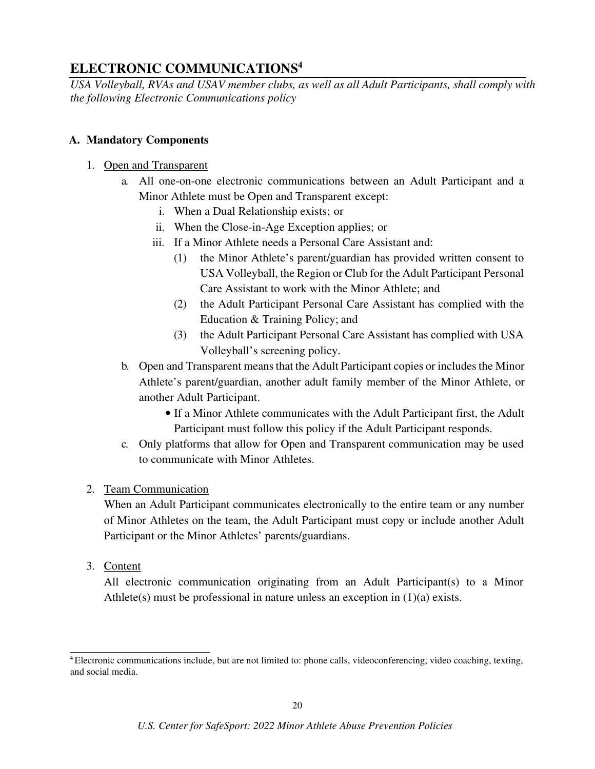## ELECTRONIC COMMUNICATIONS[4]

*USA Volleyball, RVAs and USAV member clubs, as well as all Adult Participants, shall comply with the following Electronic Communications policy*

### A. Mandatory Components

1. <u>Open and Transparent</u>
   a. All one-on-one electronic communications between an Adult Participant and a Minor Athlete must be Open and Transparent except:
      i. When a Dual Relationship exists; or
      ii. When the Close-in-Age Exception applies; or
      iii. If a Minor Athlete needs a Personal Care Assistant and:
         (1) the Minor Athlete's parent/guardian has provided written consent to USA Volleyball, the Region or Club for the Adult Participant Personal Care Assistant to work with the Minor Athlete; and
         (2) the Adult Participant Personal Care Assistant has complied with the Education & Training Policy; and
         (3) the Adult Participant Personal Care Assistant has complied with USA Volleyball's screening policy.
   b. Open and Transparent means that the Adult Participant copies or includes the Minor Athlete's parent/guardian, another adult family member of the Minor Athlete, or another Adult Participant.
      - If a Minor Athlete communicates with the Adult Participant first, the Adult Participant must follow this policy if the Adult Participant responds.
   c. Only platforms that allow for Open and Transparent communication may be used to communicate with Minor Athletes.

2. <u>Team Communication</u>
   When an Adult Participant communicates electronically to the entire team or any number of Minor Athletes on the team, the Adult Participant must copy or include another Adult Participant or the Minor Athletes' parents/guardians.

3. <u>Content</u>
   All electronic communication originating from an Adult Participant(s) to a Minor Athlete(s) must be professional in nature unless an exception in (1)(a) exists.

[4] Electronic communications include, but are not limited to: phone calls, videoconferencing, video coaching, texting, and social media.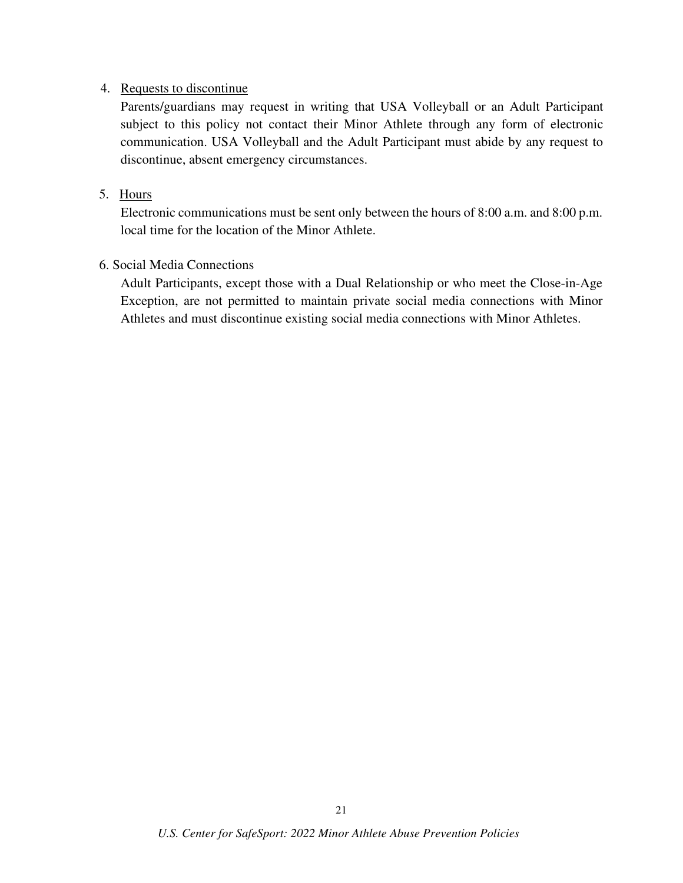4. <u>Requests to discontinue</u>

   Parents/guardians may request in writing that USA Volleyball or an Adult Participant subject to this policy not contact their Minor Athlete through any form of electronic communication. USA Volleyball and the Adult Participant must abide by any request to discontinue, absent emergency circumstances.

5. <u>Hours</u>

   Electronic communications must be sent only between the hours of 8:00 a.m. and 8:00 p.m. local time for the location of the Minor Athlete.

6. Social Media Connections

   Adult Participants, except those with a Dual Relationship or who meet the Close-in-Age Exception, are not permitted to maintain private social media connections with Minor Athletes and must discontinue existing social media connections with Minor Athletes.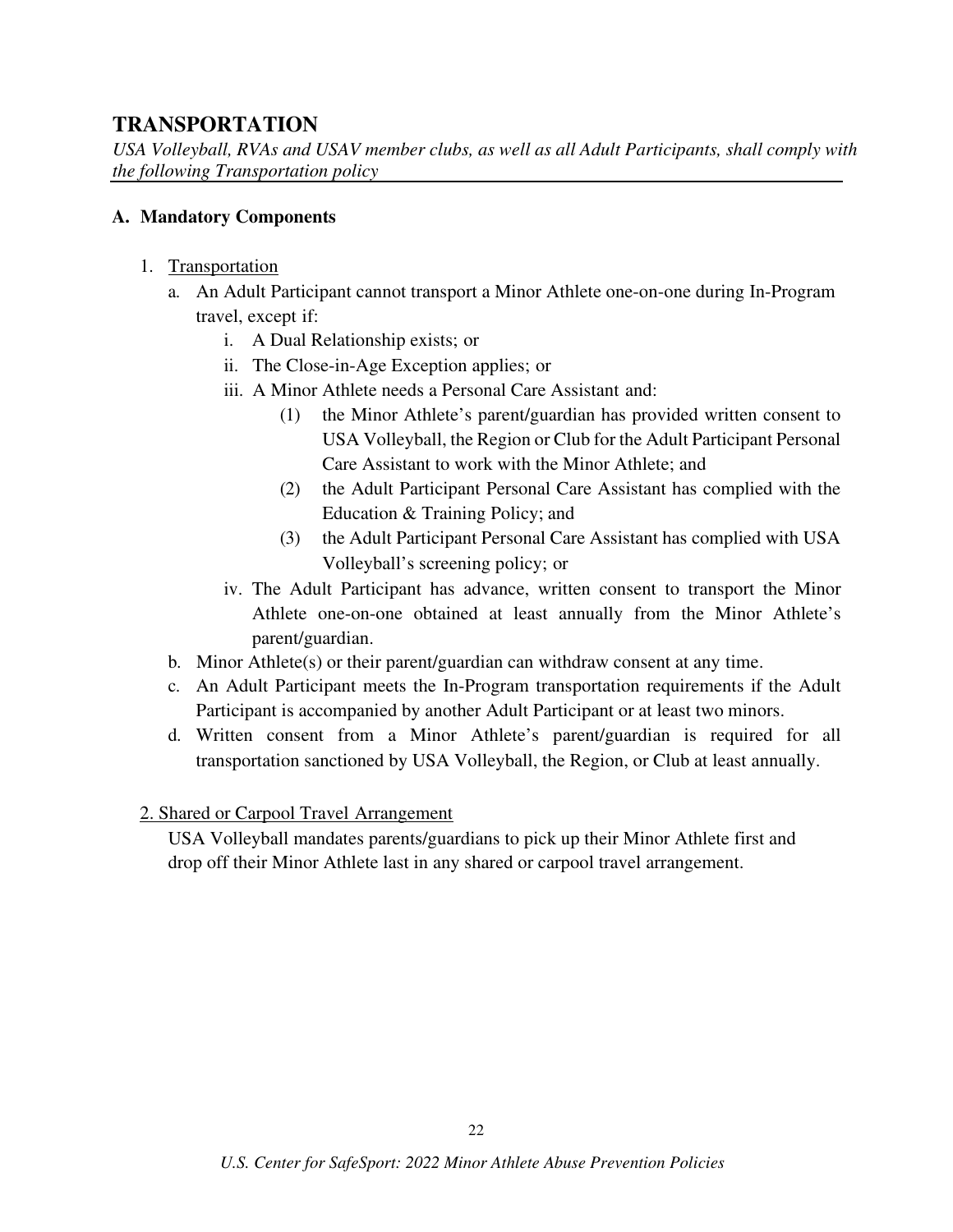## TRANSPORTATION

*USA Volleyball, RVAs and USAV member clubs, as well as all Adult Participants, shall comply with the following Transportation policy*

### A. Mandatory Components

1. Transportation
   a. An Adult Participant cannot transport a Minor Athlete one-on-one during In-Program travel, except if:
      i. A Dual Relationship exists; or
      ii. The Close-in-Age Exception applies; or
      iii. A Minor Athlete needs a Personal Care Assistant and:
         (1) the Minor Athlete's parent/guardian has provided written consent to USA Volleyball, the Region or Club for the Adult Participant Personal Care Assistant to work with the Minor Athlete; and
         (2) the Adult Participant Personal Care Assistant has complied with the Education & Training Policy; and
         (3) the Adult Participant Personal Care Assistant has complied with USA Volleyball's screening policy; or
      iv. The Adult Participant has advance, written consent to transport the Minor Athlete one-on-one obtained at least annually from the Minor Athlete's parent/guardian.
   b. Minor Athlete(s) or their parent/guardian can withdraw consent at any time.
   c. An Adult Participant meets the In-Program transportation requirements if the Adult Participant is accompanied by another Adult Participant or at least two minors.
   d. Written consent from a Minor Athlete's parent/guardian is required for all transportation sanctioned by USA Volleyball, the Region, or Club at least annually.

2. Shared or Carpool Travel Arrangement

   USA Volleyball mandates parents/guardians to pick up their Minor Athlete first and drop off their Minor Athlete last in any shared or carpool travel arrangement.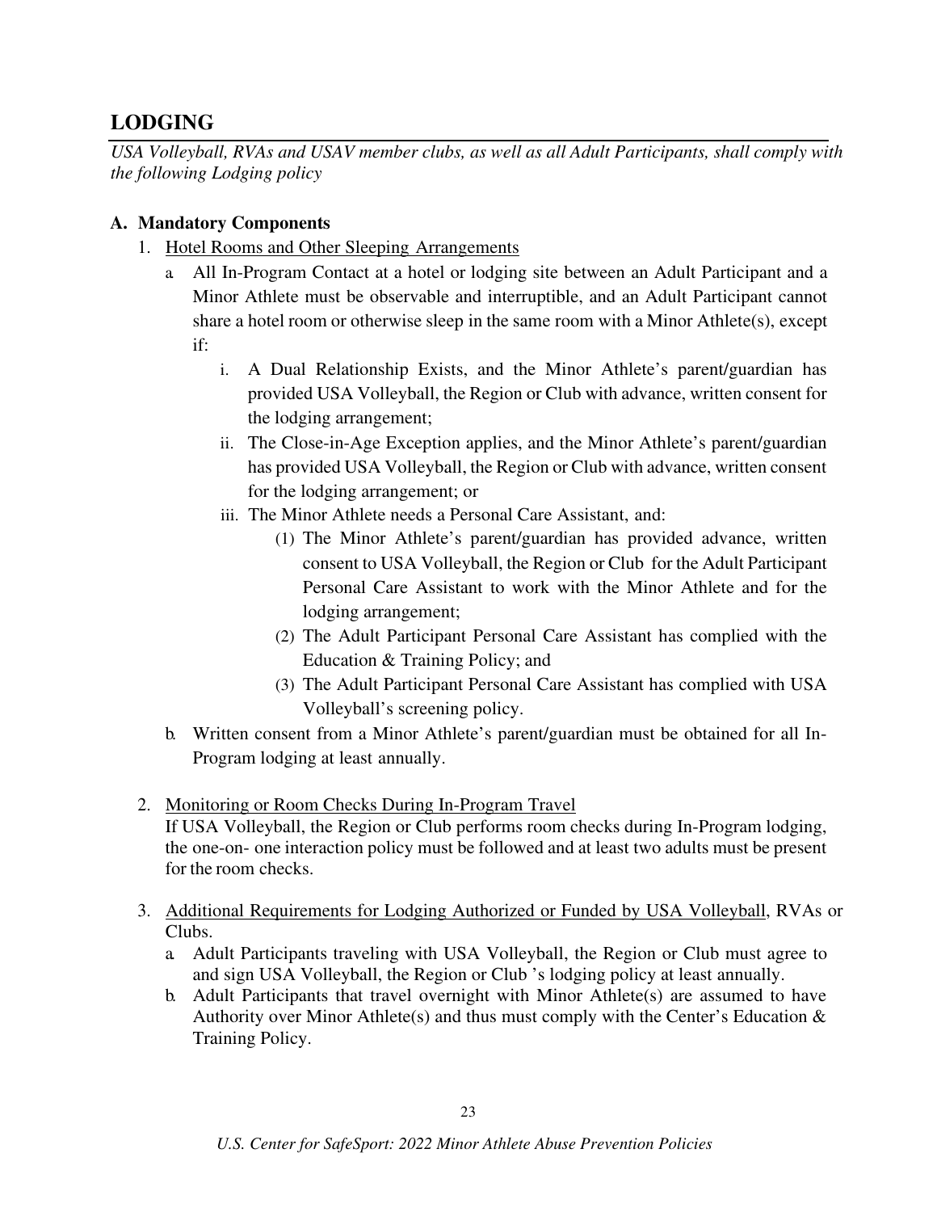## LODGING

*USA Volleyball, RVAs and USAV member clubs, as well as all Adult Participants, shall comply with the following Lodging policy*

### A. Mandatory Components

1. Hotel Rooms and Other Sleeping Arrangements
   a. All In-Program Contact at a hotel or lodging site between an Adult Participant and a Minor Athlete must be observable and interruptible, and an Adult Participant cannot share a hotel room or otherwise sleep in the same room with a Minor Athlete(s), except if:
      i. A Dual Relationship Exists, and the Minor Athlete's parent/guardian has provided USA Volleyball, the Region or Club with advance, written consent for the lodging arrangement;
      ii. The Close-in-Age Exception applies, and the Minor Athlete's parent/guardian has provided USA Volleyball, the Region or Club with advance, written consent for the lodging arrangement; or
      iii. The Minor Athlete needs a Personal Care Assistant, and:
         (1) The Minor Athlete's parent/guardian has provided advance, written consent to USA Volleyball, the Region or Club for the Adult Participant Personal Care Assistant to work with the Minor Athlete and for the lodging arrangement;
         (2) The Adult Participant Personal Care Assistant has complied with the Education & Training Policy; and
         (3) The Adult Participant Personal Care Assistant has complied with USA Volleyball's screening policy.
   b. Written consent from a Minor Athlete's parent/guardian must be obtained for all In-Program lodging at least annually.

2. Monitoring or Room Checks During In-Program Travel
   If USA Volleyball, the Region or Club performs room checks during In-Program lodging, the one-on- one interaction policy must be followed and at least two adults must be present for the room checks.

3. Additional Requirements for Lodging Authorized or Funded by USA Volleyball, RVAs or Clubs.
   a. Adult Participants traveling with USA Volleyball, the Region or Club must agree to and sign USA Volleyball, the Region or Club 's lodging policy at least annually.
   b. Adult Participants that travel overnight with Minor Athlete(s) are assumed to have Authority over Minor Athlete(s) and thus must comply with the Center's Education & Training Policy.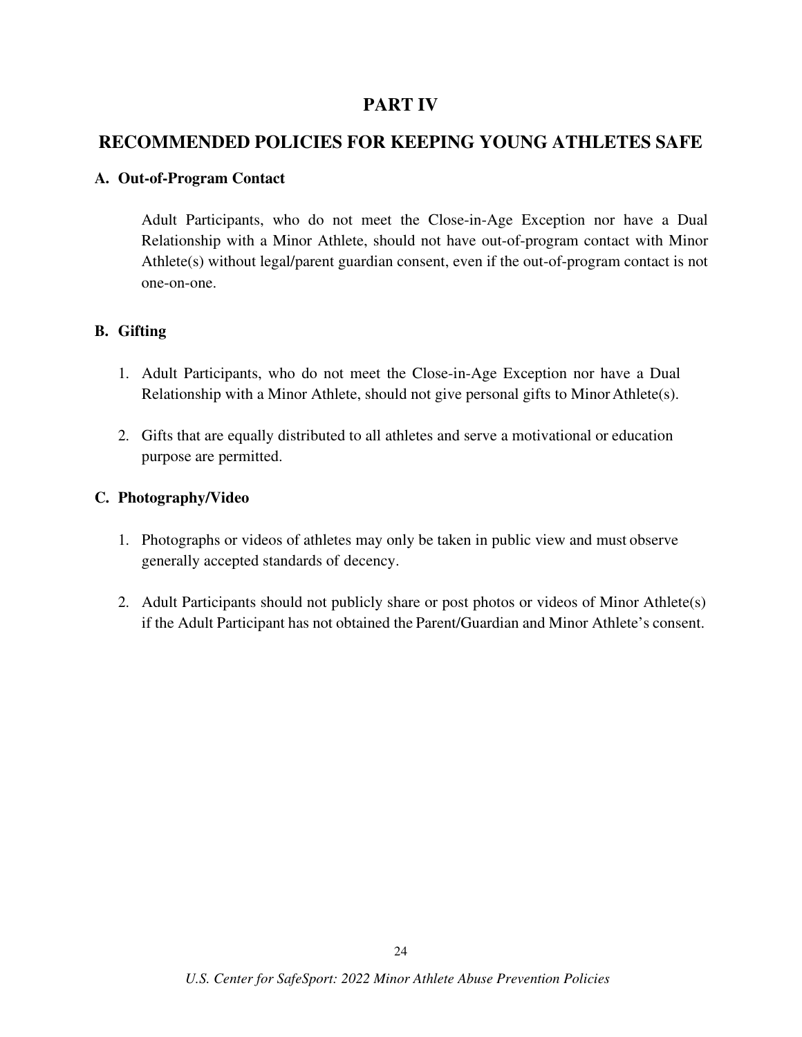# PART IV

## RECOMMENDED POLICIES FOR KEEPING YOUNG ATHLETES SAFE

### A. Out-of-Program Contact

Adult Participants, who do not meet the Close-in-Age Exception nor have a Dual Relationship with a Minor Athlete, should not have out-of-program contact with Minor Athlete(s) without legal/parent guardian consent, even if the out-of-program contact is not one-on-one.

### B. Gifting

1. Adult Participants, who do not meet the Close-in-Age Exception nor have a Dual Relationship with a Minor Athlete, should not give personal gifts to Minor Athlete(s).

2. Gifts that are equally distributed to all athletes and serve a motivational or education purpose are permitted.

### C. Photography/Video

1. Photographs or videos of athletes may only be taken in public view and must observe generally accepted standards of decency.

2. Adult Participants should not publicly share or post photos or videos of Minor Athlete(s) if the Adult Participant has not obtained the Parent/Guardian and Minor Athlete's consent.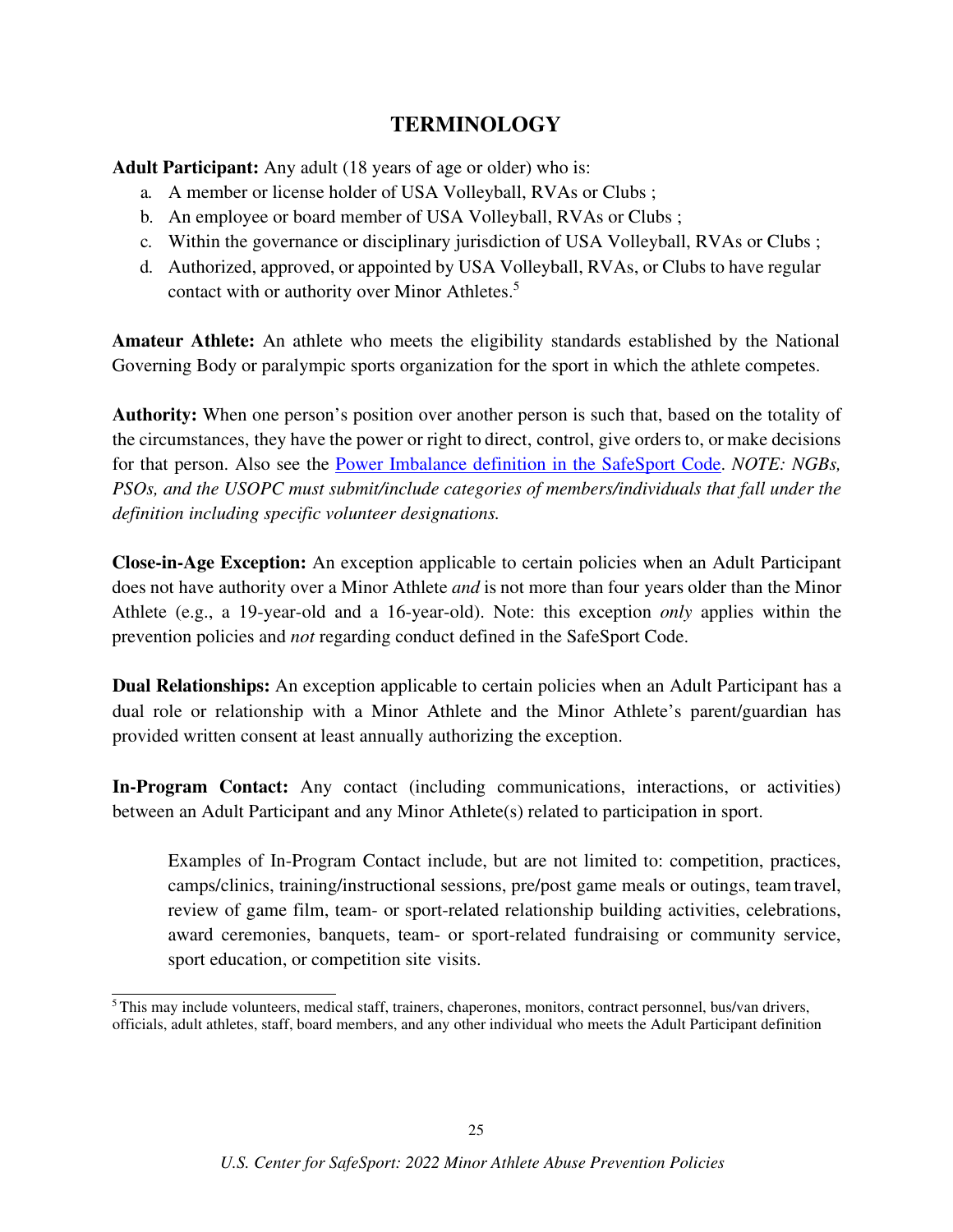## TERMINOLOGY

**Adult Participant:** Any adult (18 years of age or older) who is:

a. A member or license holder of USA Volleyball, RVAs or Clubs ;
b. An employee or board member of USA Volleyball, RVAs or Clubs ;
c. Within the governance or disciplinary jurisdiction of USA Volleyball, RVAs or Clubs ;
d. Authorized, approved, or appointed by USA Volleyball, RVAs, or Clubs to have regular contact with or authority over Minor Athletes.[5]

**Amateur Athlete:** An athlete who meets the eligibility standards established by the National Governing Body or paralympic sports organization for the sport in which the athlete competes.

**Authority:** When one person's position over another person is such that, based on the totality of the circumstances, they have the power or right to direct, control, give orders to, or make decisions for that person. Also see the Power Imbalance definition in the SafeSport Code. *NOTE: NGBs, PSOs, and the USOPC must submit/include categories of members/individuals that fall under the definition including specific volunteer designations.*

**Close-in-Age Exception:** An exception applicable to certain policies when an Adult Participant does not have authority over a Minor Athlete *and* is not more than four years older than the Minor Athlete (e.g., a 19-year-old and a 16-year-old). Note: this exception *only* applies within the prevention policies and *not* regarding conduct defined in the SafeSport Code.

**Dual Relationships:** An exception applicable to certain policies when an Adult Participant has a dual role or relationship with a Minor Athlete and the Minor Athlete's parent/guardian has provided written consent at least annually authorizing the exception.

**In-Program Contact:** Any contact (including communications, interactions, or activities) between an Adult Participant and any Minor Athlete(s) related to participation in sport.

> Examples of In-Program Contact include, but are not limited to: competition, practices, camps/clinics, training/instructional sessions, pre/post game meals or outings, team travel, review of game film, team- or sport-related relationship building activities, celebrations, award ceremonies, banquets, team- or sport-related fundraising or community service, sport education, or competition site visits.

---

[5] This may include volunteers, medical staff, trainers, chaperones, monitors, contract personnel, bus/van drivers, officials, adult athletes, staff, board members, and any other individual who meets the Adult Participant definition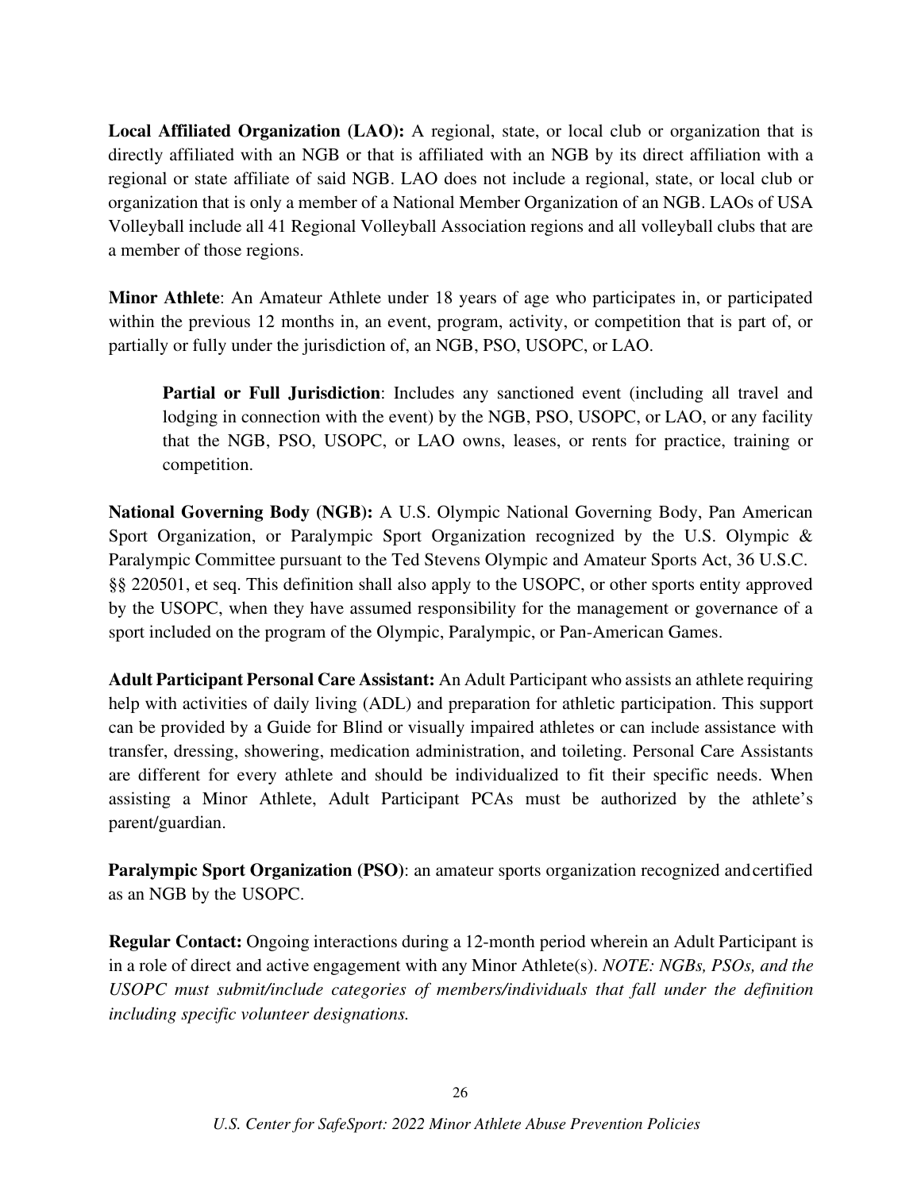**Local Affiliated Organization (LAO):** A regional, state, or local club or organization that is directly affiliated with an NGB or that is affiliated with an NGB by its direct affiliation with a regional or state affiliate of said NGB. LAO does not include a regional, state, or local club or organization that is only a member of a National Member Organization of an NGB. LAOs of USA Volleyball include all 41 Regional Volleyball Association regions and all volleyball clubs that are a member of those regions.

**Minor Athlete**: An Amateur Athlete under 18 years of age who participates in, or participated within the previous 12 months in, an event, program, activity, or competition that is part of, or partially or fully under the jurisdiction of, an NGB, PSO, USOPC, or LAO.

> **Partial or Full Jurisdiction**: Includes any sanctioned event (including all travel and lodging in connection with the event) by the NGB, PSO, USOPC, or LAO, or any facility that the NGB, PSO, USOPC, or LAO owns, leases, or rents for practice, training or competition.

**National Governing Body (NGB):** A U.S. Olympic National Governing Body, Pan American Sport Organization, or Paralympic Sport Organization recognized by the U.S. Olympic & Paralympic Committee pursuant to the Ted Stevens Olympic and Amateur Sports Act, 36 U.S.C. §§ 220501, et seq. This definition shall also apply to the USOPC, or other sports entity approved by the USOPC, when they have assumed responsibility for the management or governance of a sport included on the program of the Olympic, Paralympic, or Pan-American Games.

**Adult Participant Personal Care Assistant:** An Adult Participant who assists an athlete requiring help with activities of daily living (ADL) and preparation for athletic participation. This support can be provided by a Guide for Blind or visually impaired athletes or can include assistance with transfer, dressing, showering, medication administration, and toileting. Personal Care Assistants are different for every athlete and should be individualized to fit their specific needs. When assisting a Minor Athlete, Adult Participant PCAs must be authorized by the athlete's parent/guardian.

**Paralympic Sport Organization (PSO)**: an amateur sports organization recognized and certified as an NGB by the USOPC.

**Regular Contact:** Ongoing interactions during a 12-month period wherein an Adult Participant is in a role of direct and active engagement with any Minor Athlete(s). *NOTE: NGBs, PSOs, and the USOPC must submit/include categories of members/individuals that fall under the definition including specific volunteer designations.*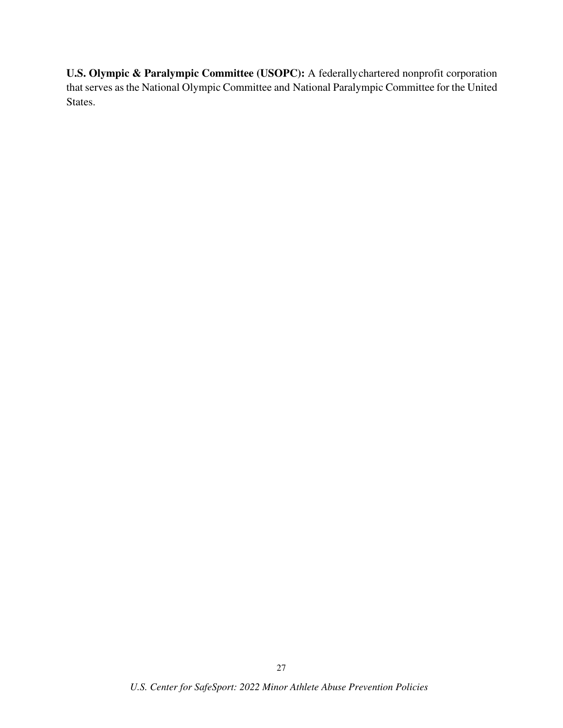**U.S. Olympic & Paralympic Committee (USOPC):** A federally chartered nonprofit corporation that serves as the National Olympic Committee and National Paralympic Committee for the United States.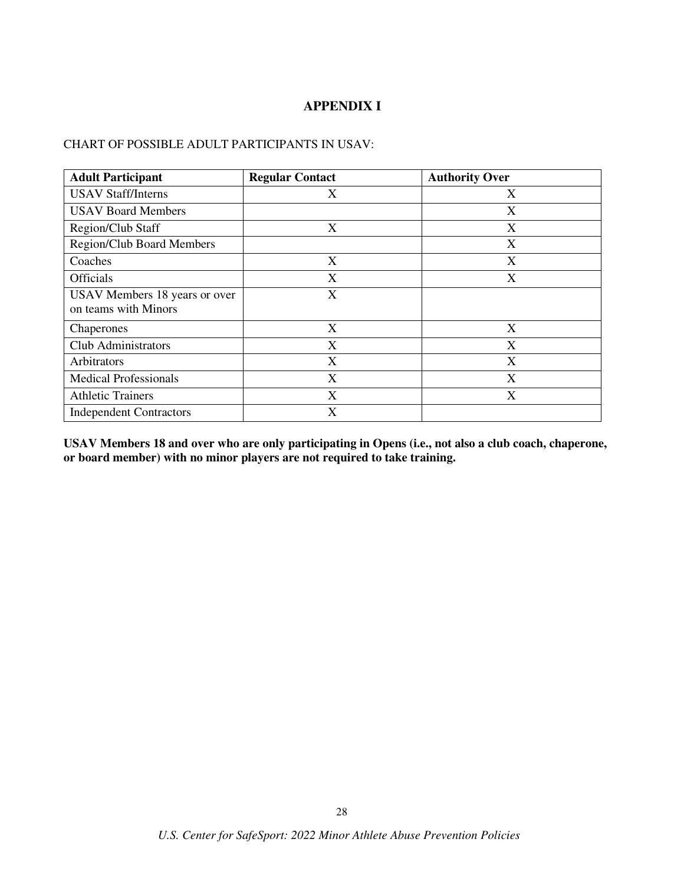# APPENDIX I

CHART OF POSSIBLE ADULT PARTICIPANTS IN USAV:

| Adult Participant | Regular Contact | Authority Over |
|---|---|---|
| USAV Staff/Interns | X | X |
| USAV Board Members | | X |
| Region/Club Staff | X | X |
| Region/Club Board Members | | X |
| Coaches | X | X |
| Officials | X | X |
| USAV Members 18 years or over on teams with Minors | X | |
| Chaperones | X | X |
| Club Administrators | X | X |
| Arbitrators | X | X |
| Medical Professionals | X | X |
| Athletic Trainers | X | X |
| Independent Contractors | X | |

**USAV Members 18 and over who are only participating in Opens (i.e., not also a club coach, chaperone, or board member) with no minor players are not required to take training.**